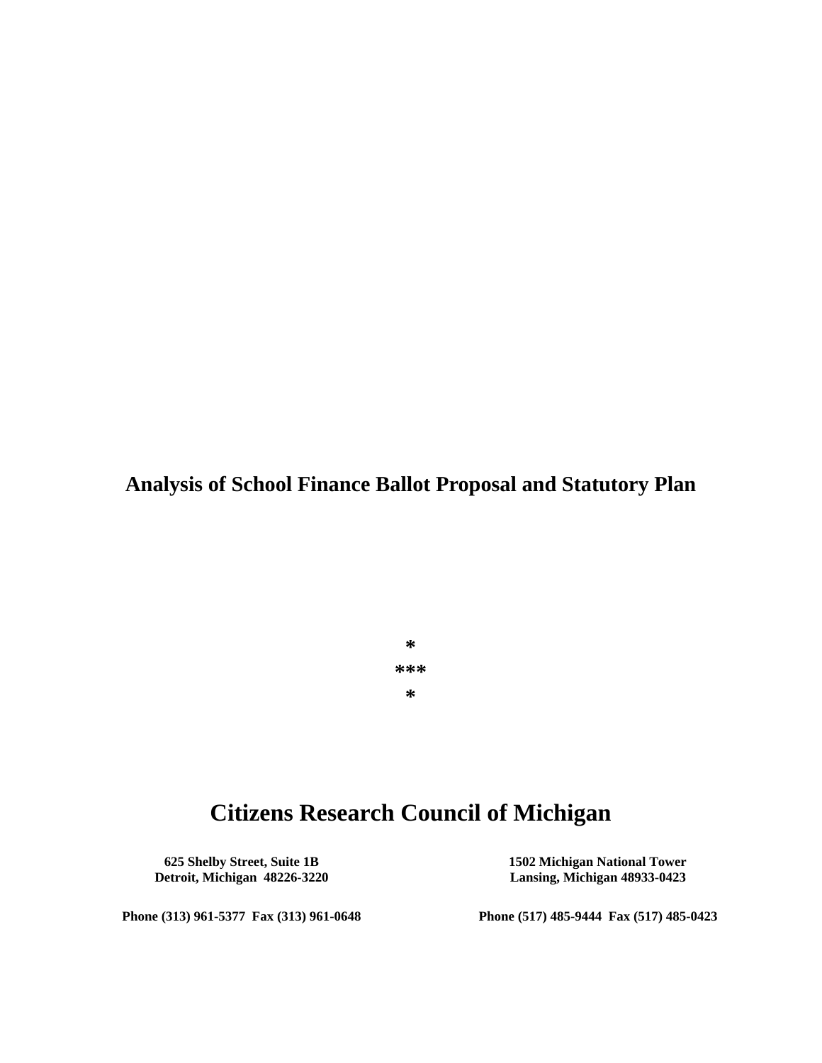# Analysis of School Finance Ballot Proposal and Statutory Plan

*
***
*

## Citizens Research Council of Michigan

**625 Shelby Street, Suite 1B**
**Detroit, Michigan 48226-3220**

**Phone (313) 961-5377 Fax (313) 961-0648**

**1502 Michigan National Tower**
**Lansing, Michigan 48933-0423**

**Phone (517) 485-9444 Fax (517) 485-0423**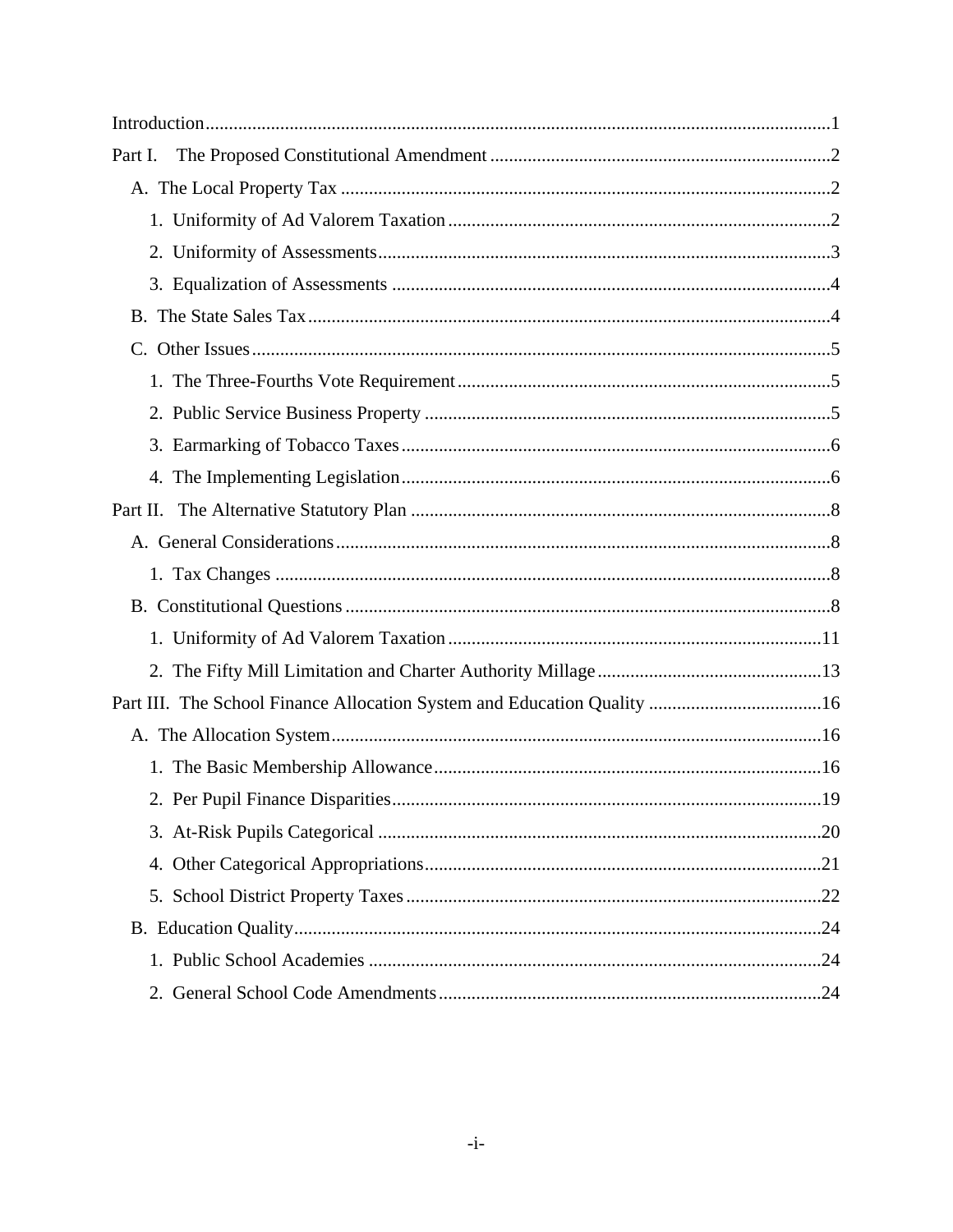Introduction ..... 1

Part I. The Proposed Constitutional Amendment ..... 2

- A. The Local Property Tax ..... 2
  - 1. Uniformity of Ad Valorem Taxation ..... 2
  - 2. Uniformity of Assessments ..... 3
  - 3. Equalization of Assessments ..... 4
- B. The State Sales Tax ..... 4
- C. Other Issues ..... 5
  - 1. The Three-Fourths Vote Requirement ..... 5
  - 2. Public Service Business Property ..... 5
  - 3. Earmarking of Tobacco Taxes ..... 6
  - 4. The Implementing Legislation ..... 6

Part II. The Alternative Statutory Plan ..... 8

- A. General Considerations ..... 8
  - 1. Tax Changes ..... 8
- B. Constitutional Questions ..... 8
  - 1. Uniformity of Ad Valorem Taxation ..... 11
  - 2. The Fifty Mill Limitation and Charter Authority Millage ..... 13

Part III. The School Finance Allocation System and Education Quality ..... 16

- A. The Allocation System ..... 16
  - 1. The Basic Membership Allowance ..... 16
  - 2. Per Pupil Finance Disparities ..... 19
  - 3. At-Risk Pupils Categorical ..... 20
  - 4. Other Categorical Appropriations ..... 21
  - 5. School District Property Taxes ..... 22
- B. Education Quality ..... 24
  - 1. Public School Academies ..... 24
  - 2. General School Code Amendments ..... 24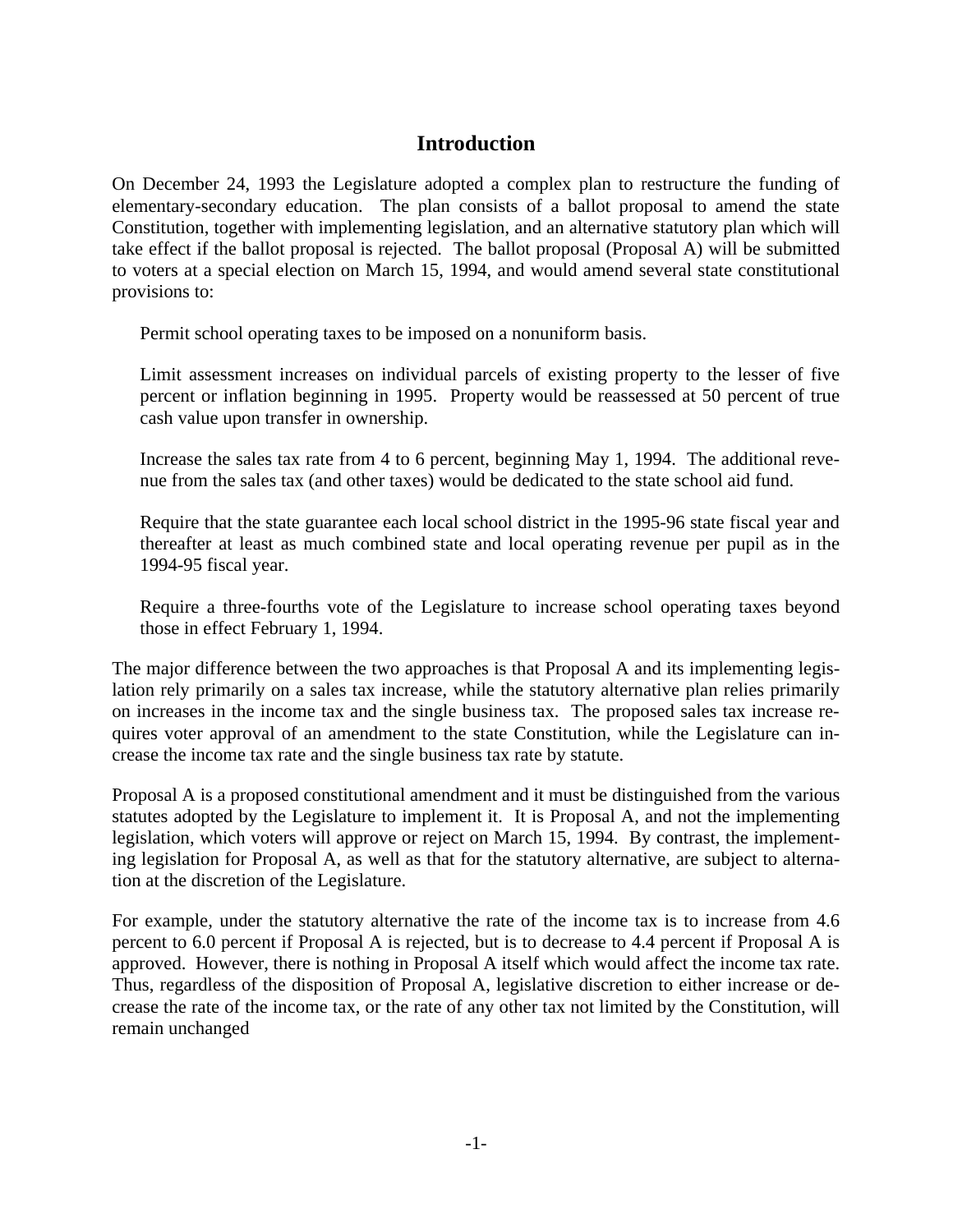## Introduction

On December 24, 1993 the Legislature adopted a complex plan to restructure the funding of elementary-secondary education. The plan consists of a ballot proposal to amend the state Constitution, together with implementing legislation, and an alternative statutory plan which will take effect if the ballot proposal is rejected. The ballot proposal (Proposal A) will be submitted to voters at a special election on March 15, 1994, and would amend several state constitutional provisions to:

Permit school operating taxes to be imposed on a nonuniform basis.

Limit assessment increases on individual parcels of existing property to the lesser of five percent or inflation beginning in 1995. Property would be reassessed at 50 percent of true cash value upon transfer in ownership.

Increase the sales tax rate from 4 to 6 percent, beginning May 1, 1994. The additional revenue from the sales tax (and other taxes) would be dedicated to the state school aid fund.

Require that the state guarantee each local school district in the 1995-96 state fiscal year and thereafter at least as much combined state and local operating revenue per pupil as in the 1994-95 fiscal year.

Require a three-fourths vote of the Legislature to increase school operating taxes beyond those in effect February 1, 1994.

The major difference between the two approaches is that Proposal A and its implementing legislation rely primarily on a sales tax increase, while the statutory alternative plan relies primarily on increases in the income tax and the single business tax. The proposed sales tax increase requires voter approval of an amendment to the state Constitution, while the Legislature can increase the income tax rate and the single business tax rate by statute.

Proposal A is a proposed constitutional amendment and it must be distinguished from the various statutes adopted by the Legislature to implement it. It is Proposal A, and not the implementing legislation, which voters will approve or reject on March 15, 1994. By contrast, the implementing legislation for Proposal A, as well as that for the statutory alternative, are subject to alternation at the discretion of the Legislature.

For example, under the statutory alternative the rate of the income tax is to increase from 4.6 percent to 6.0 percent if Proposal A is rejected, but is to decrease to 4.4 percent if Proposal A is approved. However, there is nothing in Proposal A itself which would affect the income tax rate. Thus, regardless of the disposition of Proposal A, legislative discretion to either increase or decrease the rate of the income tax, or the rate of any other tax not limited by the Constitution, will remain unchanged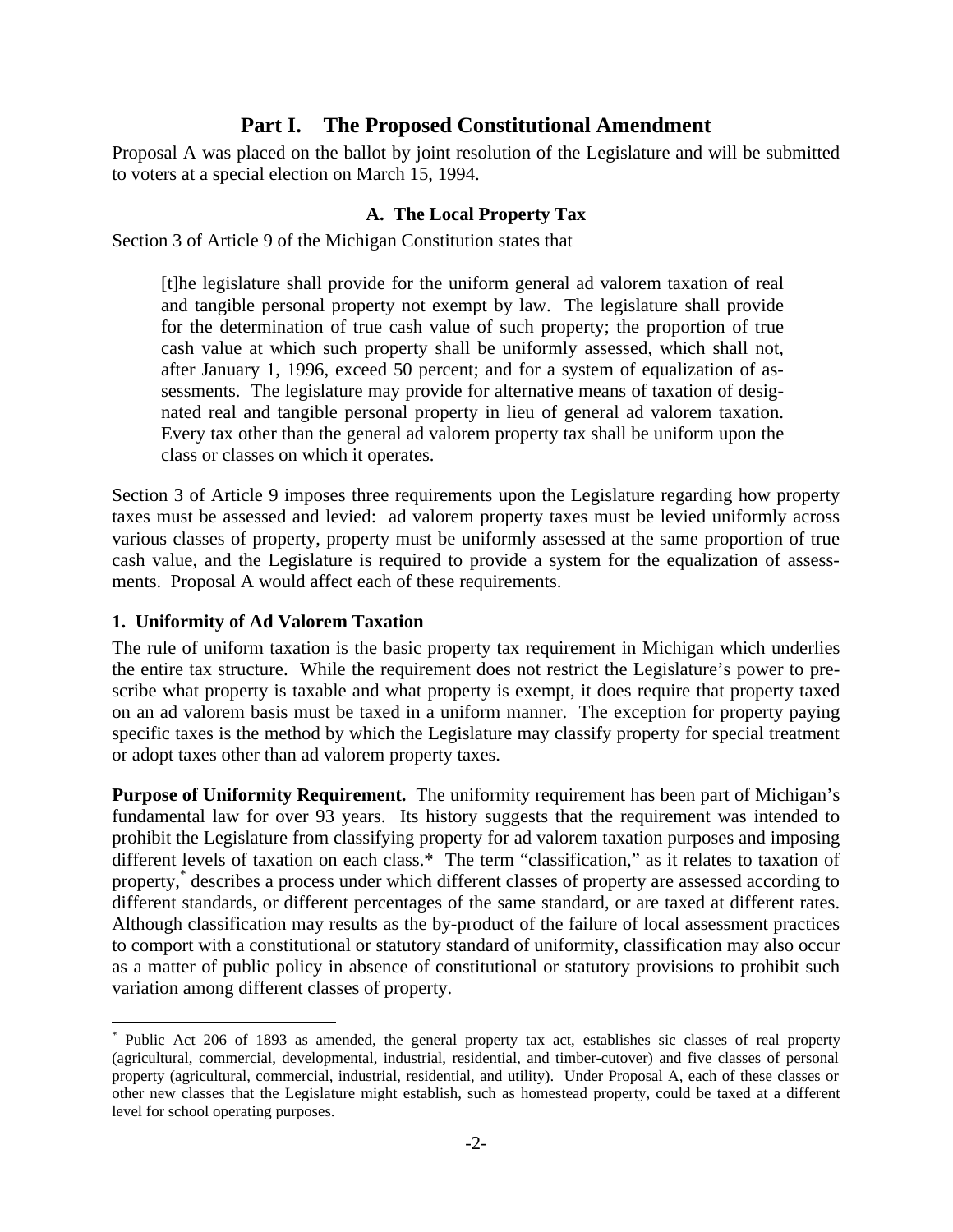## Part I. The Proposed Constitutional Amendment

Proposal A was placed on the ballot by joint resolution of the Legislature and will be submitted to voters at a special election on March 15, 1994.

### A. The Local Property Tax

Section 3 of Article 9 of the Michigan Constitution states that

> [t]he legislature shall provide for the uniform general ad valorem taxation of real and tangible personal property not exempt by law. The legislature shall provide for the determination of true cash value of such property; the proportion of true cash value at which such property shall be uniformly assessed, which shall not, after January 1, 1996, exceed 50 percent; and for a system of equalization of assessments. The legislature may provide for alternative means of taxation of designated real and tangible personal property in lieu of general ad valorem taxation. Every tax other than the general ad valorem property tax shall be uniform upon the class or classes on which it operates.

Section 3 of Article 9 imposes three requirements upon the Legislature regarding how property taxes must be assessed and levied: ad valorem property taxes must be levied uniformly across various classes of property, property must be uniformly assessed at the same proportion of true cash value, and the Legislature is required to provide a system for the equalization of assessments. Proposal A would affect each of these requirements.

#### 1. Uniformity of Ad Valorem Taxation

The rule of uniform taxation is the basic property tax requirement in Michigan which underlies the entire tax structure. While the requirement does not restrict the Legislature's power to prescribe what property is taxable and what property is exempt, it does require that property taxed on an ad valorem basis must be taxed in a uniform manner. The exception for property paying specific taxes is the method by which the Legislature may classify property for special treatment or adopt taxes other than ad valorem property taxes.

**Purpose of Uniformity Requirement.** The uniformity requirement has been part of Michigan's fundamental law for over 93 years. Its history suggests that the requirement was intended to prohibit the Legislature from classifying property for ad valorem taxation purposes and imposing different levels of taxation on each class.* The term "classification," as it relates to taxation of property,[*] describes a process under which different classes of property are assessed according to different standards, or different percentages of the same standard, or are taxed at different rates. Although classification may results as the by-product of the failure of local assessment practices to comport with a constitutional or statutory standard of uniformity, classification may also occur as a matter of public policy in absence of constitutional or statutory provisions to prohibit such variation among different classes of property.

---

[*] Public Act 206 of 1893 as amended, the general property tax act, establishes sic classes of real property (agricultural, commercial, developmental, industrial, residential, and timber-cutover) and five classes of personal property (agricultural, commercial, industrial, residential, and utility). Under Proposal A, each of these classes or other new classes that the Legislature might establish, such as homestead property, could be taxed at a different level for school operating purposes.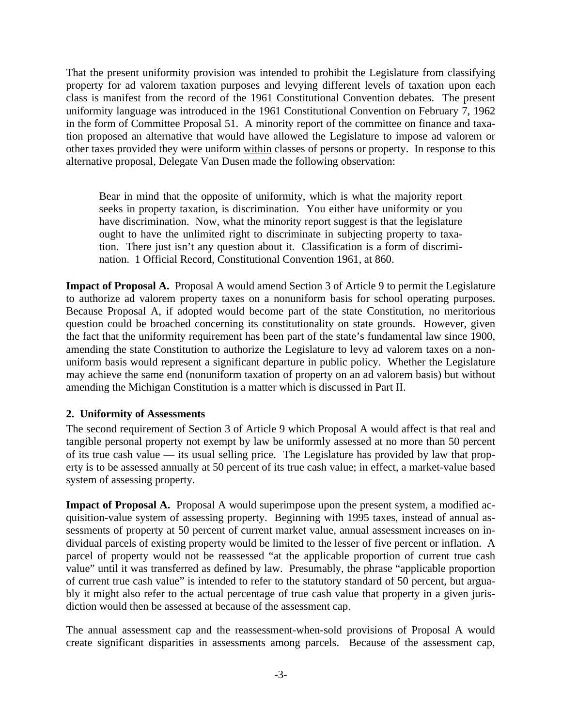That the present uniformity provision was intended to prohibit the Legislature from classifying property for ad valorem taxation purposes and levying different levels of taxation upon each class is manifest from the record of the 1961 Constitutional Convention debates. The present uniformity language was introduced in the 1961 Constitutional Convention on February 7, 1962 in the form of Committee Proposal 51. A minority report of the committee on finance and taxation proposed an alternative that would have allowed the Legislature to impose ad valorem or other taxes provided they were uniform <u>within</u> classes of persons or property. In response to this alternative proposal, Delegate Van Dusen made the following observation:

> Bear in mind that the opposite of uniformity, which is what the majority report seeks in property taxation, is discrimination. You either have uniformity or you have discrimination. Now, what the minority report suggest is that the legislature ought to have the unlimited right to discriminate in subjecting property to taxation. There just isn't any question about it. Classification is a form of discrimination. 1 Official Record, Constitutional Convention 1961, at 860.

**Impact of Proposal A.** Proposal A would amend Section 3 of Article 9 to permit the Legislature to authorize ad valorem property taxes on a nonuniform basis for school operating purposes. Because Proposal A, if adopted would become part of the state Constitution, no meritorious question could be broached concerning its constitutionality on state grounds. However, given the fact that the uniformity requirement has been part of the state's fundamental law since 1900, amending the state Constitution to authorize the Legislature to levy ad valorem taxes on a nonuniform basis would represent a significant departure in public policy. Whether the Legislature may achieve the same end (nonuniform taxation of property on an ad valorem basis) but without amending the Michigan Constitution is a matter which is discussed in Part II.

### 2. Uniformity of Assessments

The second requirement of Section 3 of Article 9 which Proposal A would affect is that real and tangible personal property not exempt by law be uniformly assessed at no more than 50 percent of its true cash value — its usual selling price. The Legislature has provided by law that property is to be assessed annually at 50 percent of its true cash value; in effect, a market-value based system of assessing property.

**Impact of Proposal A.** Proposal A would superimpose upon the present system, a modified acquisition-value system of assessing property. Beginning with 1995 taxes, instead of annual assessments of property at 50 percent of current market value, annual assessment increases on individual parcels of existing property would be limited to the lesser of five percent or inflation. A parcel of property would not be reassessed "at the applicable proportion of current true cash value" until it was transferred as defined by law. Presumably, the phrase "applicable proportion of current true cash value" is intended to refer to the statutory standard of 50 percent, but arguably it might also refer to the actual percentage of true cash value that property in a given jurisdiction would then be assessed at because of the assessment cap.

The annual assessment cap and the reassessment-when-sold provisions of Proposal A would create significant disparities in assessments among parcels. Because of the assessment cap,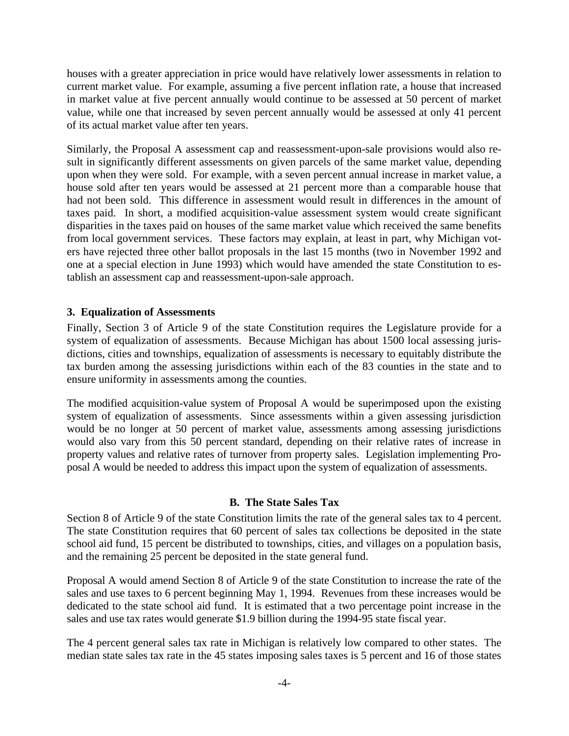houses with a greater appreciation in price would have relatively lower assessments in relation to current market value. For example, assuming a five percent inflation rate, a house that increased in market value at five percent annually would continue to be assessed at 50 percent of market value, while one that increased by seven percent annually would be assessed at only 41 percent of its actual market value after ten years.

Similarly, the Proposal A assessment cap and reassessment-upon-sale provisions would also result in significantly different assessments on given parcels of the same market value, depending upon when they were sold. For example, with a seven percent annual increase in market value, a house sold after ten years would be assessed at 21 percent more than a comparable house that had not been sold. This difference in assessment would result in differences in the amount of taxes paid. In short, a modified acquisition-value assessment system would create significant disparities in the taxes paid on houses of the same market value which received the same benefits from local government services. These factors may explain, at least in part, why Michigan voters have rejected three other ballot proposals in the last 15 months (two in November 1992 and one at a special election in June 1993) which would have amended the state Constitution to establish an assessment cap and reassessment-upon-sale approach.

### 3. Equalization of Assessments

Finally, Section 3 of Article 9 of the state Constitution requires the Legislature provide for a system of equalization of assessments. Because Michigan has about 1500 local assessing jurisdictions, cities and townships, equalization of assessments is necessary to equitably distribute the tax burden among the assessing jurisdictions within each of the 83 counties in the state and to ensure uniformity in assessments among the counties.

The modified acquisition-value system of Proposal A would be superimposed upon the existing system of equalization of assessments. Since assessments within a given assessing jurisdiction would be no longer at 50 percent of market value, assessments among assessing jurisdictions would also vary from this 50 percent standard, depending on their relative rates of increase in property values and relative rates of turnover from property sales. Legislation implementing Proposal A would be needed to address this impact upon the system of equalization of assessments.

## B. The State Sales Tax

Section 8 of Article 9 of the state Constitution limits the rate of the general sales tax to 4 percent. The state Constitution requires that 60 percent of sales tax collections be deposited in the state school aid fund, 15 percent be distributed to townships, cities, and villages on a population basis, and the remaining 25 percent be deposited in the state general fund.

Proposal A would amend Section 8 of Article 9 of the state Constitution to increase the rate of the sales and use taxes to 6 percent beginning May 1, 1994. Revenues from these increases would be dedicated to the state school aid fund. It is estimated that a two percentage point increase in the sales and use tax rates would generate \$1.9 billion during the 1994-95 state fiscal year.

The 4 percent general sales tax rate in Michigan is relatively low compared to other states. The median state sales tax rate in the 45 states imposing sales taxes is 5 percent and 16 of those states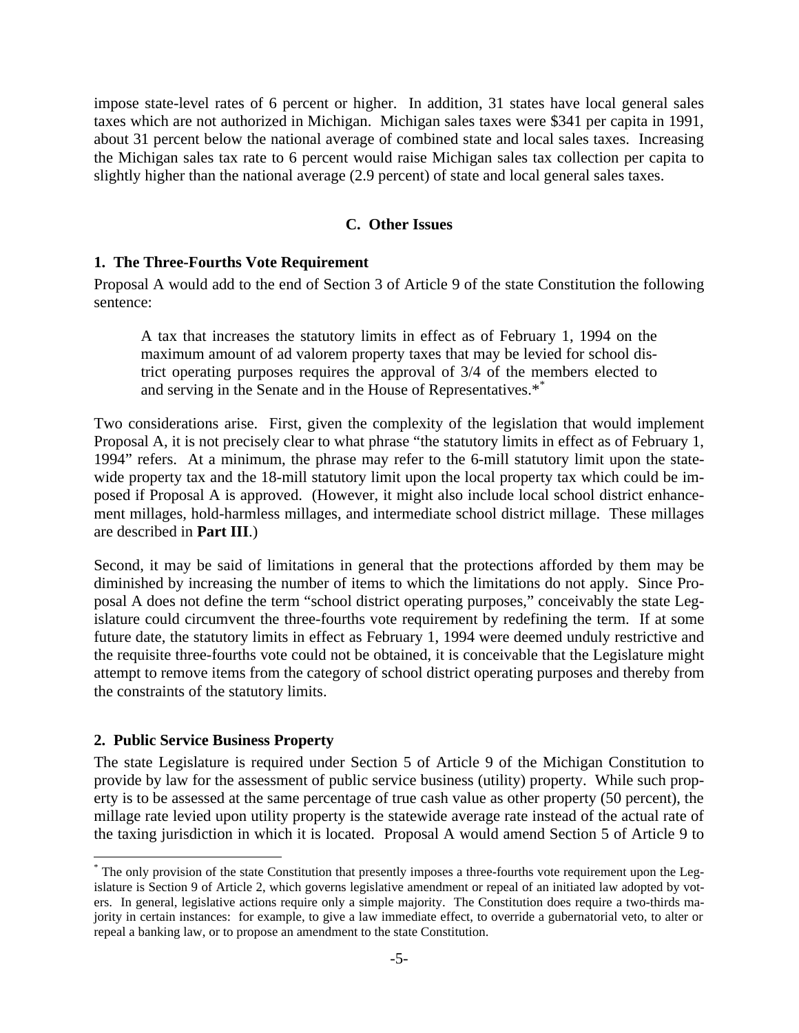impose state-level rates of 6 percent or higher. In addition, 31 states have local general sales taxes which are not authorized in Michigan. Michigan sales taxes were $341 per capita in 1991, about 31 percent below the national average of combined state and local sales taxes. Increasing the Michigan sales tax rate to 6 percent would raise Michigan sales tax collection per capita to slightly higher than the national average (2.9 percent) of state and local general sales taxes.

### C. Other Issues

#### 1. The Three-Fourths Vote Requirement

Proposal A would add to the end of Section 3 of Article 9 of the state Constitution the following sentence:

> A tax that increases the statutory limits in effect as of February 1, 1994 on the maximum amount of ad valorem property taxes that may be levied for school district operating purposes requires the approval of 3/4 of the members elected to and serving in the Senate and in the House of Representatives.*[*]

Two considerations arise. First, given the complexity of the legislation that would implement Proposal A, it is not precisely clear to what phrase "the statutory limits in effect as of February 1, 1994" refers. At a minimum, the phrase may refer to the 6-mill statutory limit upon the statewide property tax and the 18-mill statutory limit upon the local property tax which could be imposed if Proposal A is approved. (However, it might also include local school district enhancement millages, hold-harmless millages, and intermediate school district millage. These millages are described in **Part III**.)

Second, it may be said of limitations in general that the protections afforded by them may be diminished by increasing the number of items to which the limitations do not apply. Since Proposal A does not define the term "school district operating purposes," conceivably the state Legislature could circumvent the three-fourths vote requirement by redefining the term. If at some future date, the statutory limits in effect as February 1, 1994 were deemed unduly restrictive and the requisite three-fourths vote could not be obtained, it is conceivable that the Legislature might attempt to remove items from the category of school district operating purposes and thereby from the constraints of the statutory limits.

#### 2. Public Service Business Property

The state Legislature is required under Section 5 of Article 9 of the Michigan Constitution to provide by law for the assessment of public service business (utility) property. While such property is to be assessed at the same percentage of true cash value as other property (50 percent), the millage rate levied upon utility property is the statewide average rate instead of the actual rate of the taxing jurisdiction in which it is located. Proposal A would amend Section 5 of Article 9 to

---

[*] The only provision of the state Constitution that presently imposes a three-fourths vote requirement upon the Legislature is Section 9 of Article 2, which governs legislative amendment or repeal of an initiated law adopted by voters. In general, legislative actions require only a simple majority. The Constitution does require a two-thirds majority in certain instances: for example, to give a law immediate effect, to override a gubernatorial veto, to alter or repeal a banking law, or to propose an amendment to the state Constitution.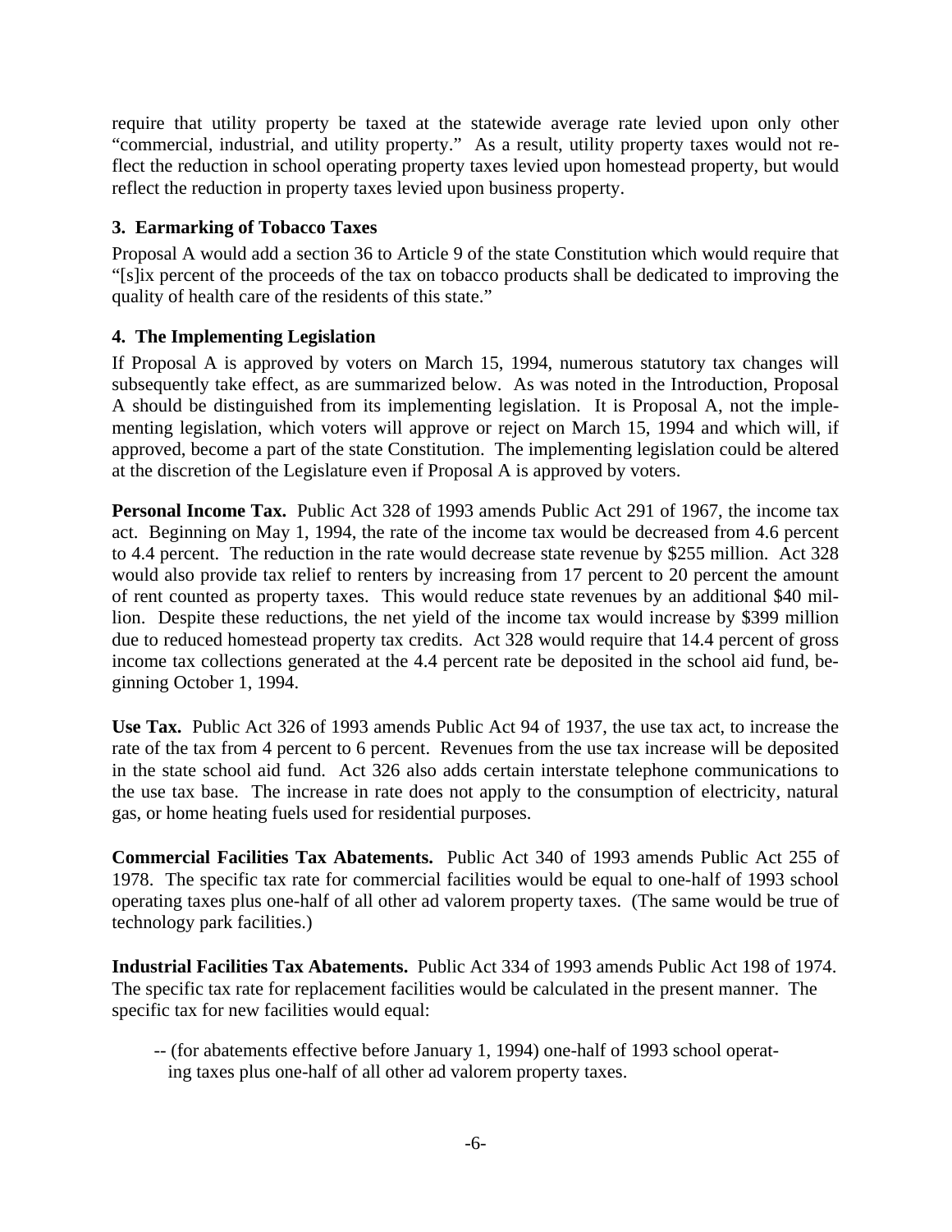require that utility property be taxed at the statewide average rate levied upon only other "commercial, industrial, and utility property." As a result, utility property taxes would not reflect the reduction in school operating property taxes levied upon homestead property, but would reflect the reduction in property taxes levied upon business property.

### 3. Earmarking of Tobacco Taxes

Proposal A would add a section 36 to Article 9 of the state Constitution which would require that "[s]ix percent of the proceeds of the tax on tobacco products shall be dedicated to improving the quality of health care of the residents of this state."

### 4. The Implementing Legislation

If Proposal A is approved by voters on March 15, 1994, numerous statutory tax changes will subsequently take effect, as are summarized below. As was noted in the Introduction, Proposal A should be distinguished from its implementing legislation. It is Proposal A, not the implementing legislation, which voters will approve or reject on March 15, 1994 and which will, if approved, become a part of the state Constitution. The implementing legislation could be altered at the discretion of the Legislature even if Proposal A is approved by voters.

**Personal Income Tax.** Public Act 328 of 1993 amends Public Act 291 of 1967, the income tax act. Beginning on May 1, 1994, the rate of the income tax would be decreased from 4.6 percent to 4.4 percent. The reduction in the rate would decrease state revenue by $255 million. Act 328 would also provide tax relief to renters by increasing from 17 percent to 20 percent the amount of rent counted as property taxes. This would reduce state revenues by an additional $40 million. Despite these reductions, the net yield of the income tax would increase by $399 million due to reduced homestead property tax credits. Act 328 would require that 14.4 percent of gross income tax collections generated at the 4.4 percent rate be deposited in the school aid fund, beginning October 1, 1994.

**Use Tax.** Public Act 326 of 1993 amends Public Act 94 of 1937, the use tax act, to increase the rate of the tax from 4 percent to 6 percent. Revenues from the use tax increase will be deposited in the state school aid fund. Act 326 also adds certain interstate telephone communications to the use tax base. The increase in rate does not apply to the consumption of electricity, natural gas, or home heating fuels used for residential purposes.

**Commercial Facilities Tax Abatements.** Public Act 340 of 1993 amends Public Act 255 of 1978. The specific tax rate for commercial facilities would be equal to one-half of 1993 school operating taxes plus one-half of all other ad valorem property taxes. (The same would be true of technology park facilities.)

**Industrial Facilities Tax Abatements.** Public Act 334 of 1993 amends Public Act 198 of 1974. The specific tax rate for replacement facilities would be calculated in the present manner. The specific tax for new facilities would equal:

-- (for abatements effective before January 1, 1994) one-half of 1993 school operating taxes plus one-half of all other ad valorem property taxes.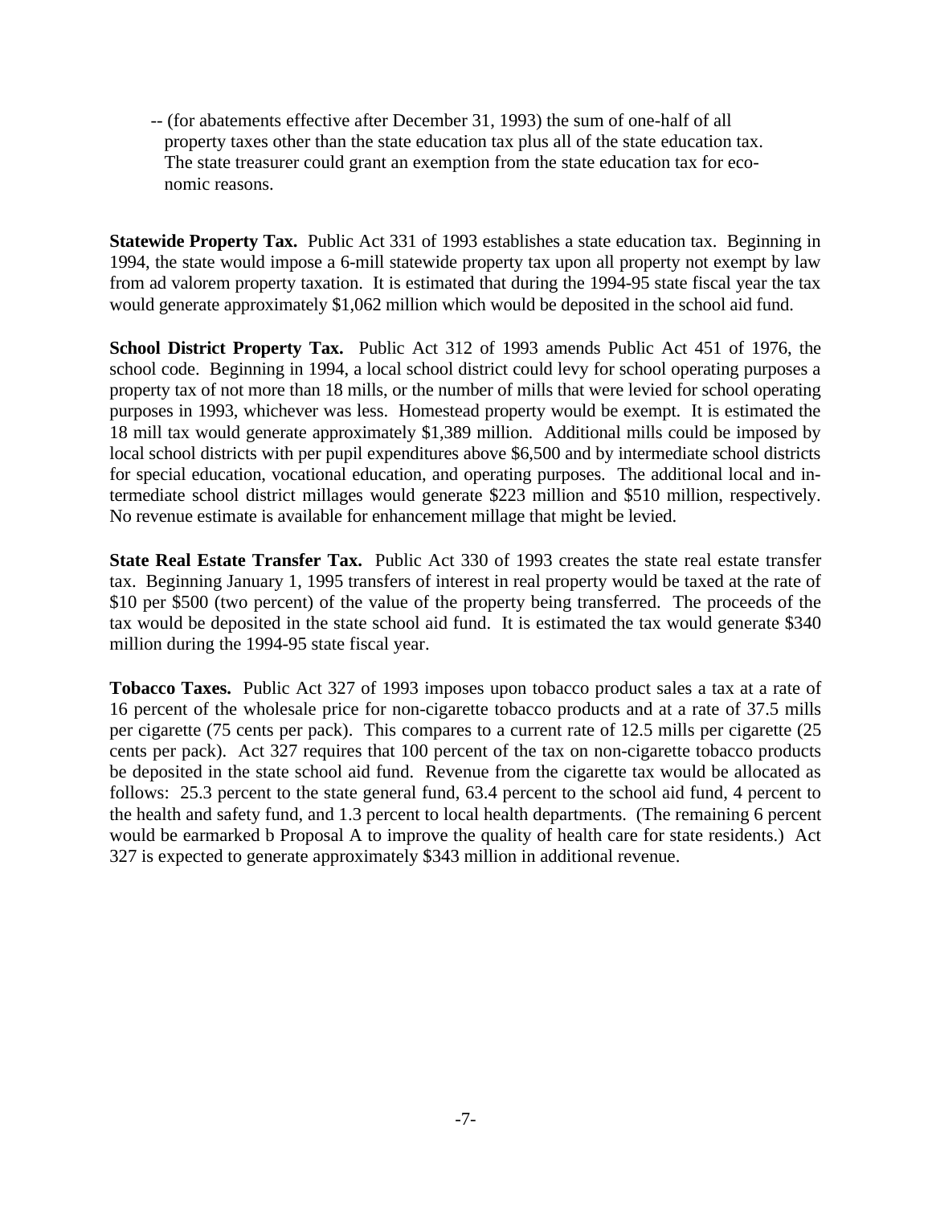-- (for abatements effective after December 31, 1993) the sum of one-half of all property taxes other than the state education tax plus all of the state education tax. The state treasurer could grant an exemption from the state education tax for economic reasons.

**Statewide Property Tax.** Public Act 331 of 1993 establishes a state education tax. Beginning in 1994, the state would impose a 6-mill statewide property tax upon all property not exempt by law from ad valorem property taxation. It is estimated that during the 1994-95 state fiscal year the tax would generate approximately $1,062 million which would be deposited in the school aid fund.

**School District Property Tax.** Public Act 312 of 1993 amends Public Act 451 of 1976, the school code. Beginning in 1994, a local school district could levy for school operating purposes a property tax of not more than 18 mills, or the number of mills that were levied for school operating purposes in 1993, whichever was less. Homestead property would be exempt. It is estimated the 18 mill tax would generate approximately $1,389 million. Additional mills could be imposed by local school districts with per pupil expenditures above $6,500 and by intermediate school districts for special education, vocational education, and operating purposes. The additional local and intermediate school district millages would generate $223 million and $510 million, respectively. No revenue estimate is available for enhancement millage that might be levied.

**State Real Estate Transfer Tax.** Public Act 330 of 1993 creates the state real estate transfer tax. Beginning January 1, 1995 transfers of interest in real property would be taxed at the rate of $10 per $500 (two percent) of the value of the property being transferred. The proceeds of the tax would be deposited in the state school aid fund. It is estimated the tax would generate $340 million during the 1994-95 state fiscal year.

**Tobacco Taxes.** Public Act 327 of 1993 imposes upon tobacco product sales a tax at a rate of 16 percent of the wholesale price for non-cigarette tobacco products and at a rate of 37.5 mills per cigarette (75 cents per pack). This compares to a current rate of 12.5 mills per cigarette (25 cents per pack). Act 327 requires that 100 percent of the tax on non-cigarette tobacco products be deposited in the state school aid fund. Revenue from the cigarette tax would be allocated as follows: 25.3 percent to the state general fund, 63.4 percent to the school aid fund, 4 percent to the health and safety fund, and 1.3 percent to local health departments. (The remaining 6 percent would be earmarked b Proposal A to improve the quality of health care for state residents.) Act 327 is expected to generate approximately $343 million in additional revenue.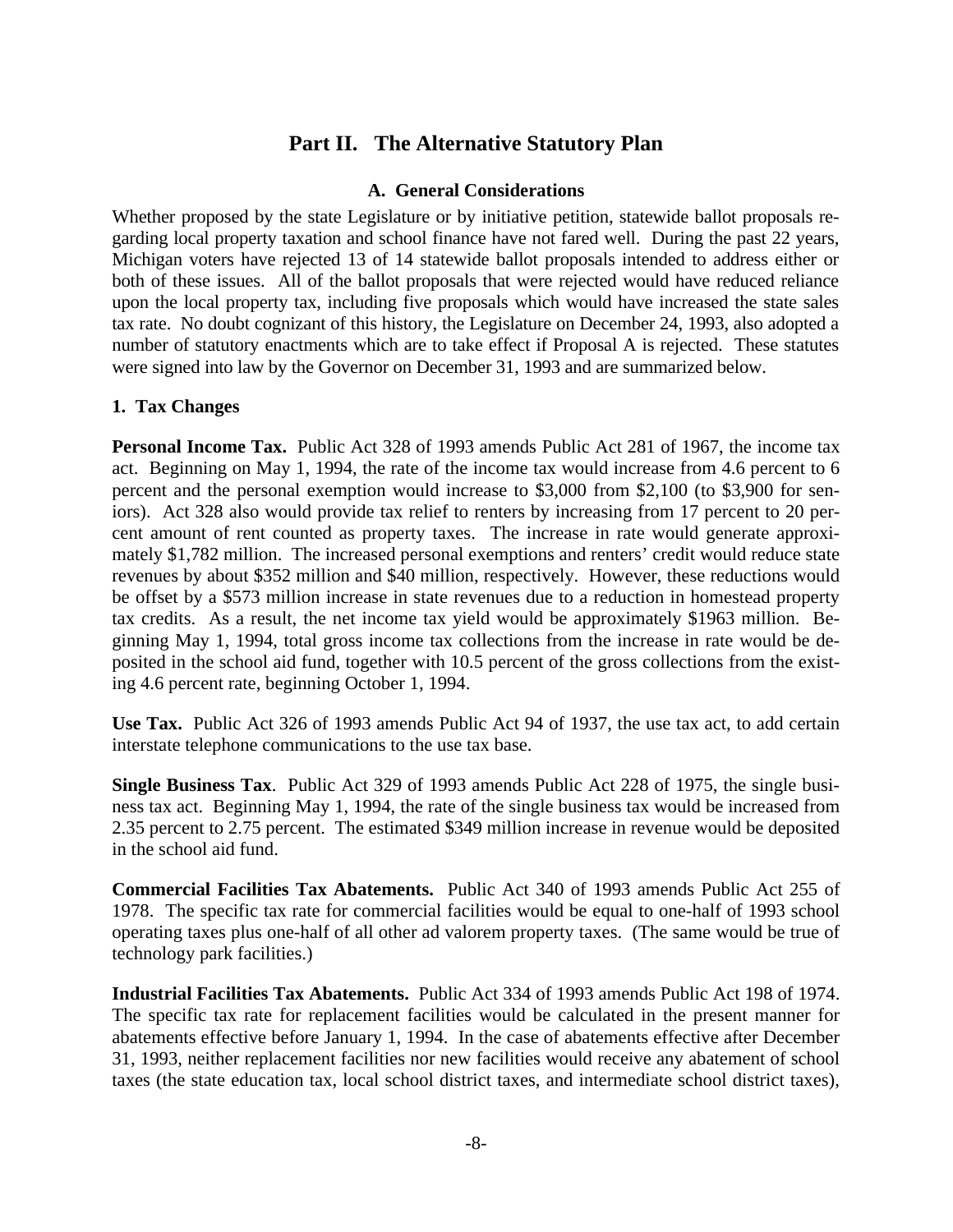# Part II. The Alternative Statutory Plan

## A. General Considerations

Whether proposed by the state Legislature or by initiative petition, statewide ballot proposals regarding local property taxation and school finance have not fared well. During the past 22 years, Michigan voters have rejected 13 of 14 statewide ballot proposals intended to address either or both of these issues. All of the ballot proposals that were rejected would have reduced reliance upon the local property tax, including five proposals which would have increased the state sales tax rate. No doubt cognizant of this history, the Legislature on December 24, 1993, also adopted a number of statutory enactments which are to take effect if Proposal A is rejected. These statutes were signed into law by the Governor on December 31, 1993 and are summarized below.

### 1. Tax Changes

**Personal Income Tax.** Public Act 328 of 1993 amends Public Act 281 of 1967, the income tax act. Beginning on May 1, 1994, the rate of the income tax would increase from 4.6 percent to 6 percent and the personal exemption would increase to $3,000 from $2,100 (to $3,900 for seniors). Act 328 also would provide tax relief to renters by increasing from 17 percent to 20 percent amount of rent counted as property taxes. The increase in rate would generate approximately $1,782 million. The increased personal exemptions and renters' credit would reduce state revenues by about $352 million and $40 million, respectively. However, these reductions would be offset by a $573 million increase in state revenues due to a reduction in homestead property tax credits. As a result, the net income tax yield would be approximately $1963 million. Beginning May 1, 1994, total gross income tax collections from the increase in rate would be deposited in the school aid fund, together with 10.5 percent of the gross collections from the existing 4.6 percent rate, beginning October 1, 1994.

**Use Tax.** Public Act 326 of 1993 amends Public Act 94 of 1937, the use tax act, to add certain interstate telephone communications to the use tax base.

**Single Business Tax**. Public Act 329 of 1993 amends Public Act 228 of 1975, the single business tax act. Beginning May 1, 1994, the rate of the single business tax would be increased from 2.35 percent to 2.75 percent. The estimated $349 million increase in revenue would be deposited in the school aid fund.

**Commercial Facilities Tax Abatements.** Public Act 340 of 1993 amends Public Act 255 of 1978. The specific tax rate for commercial facilities would be equal to one-half of 1993 school operating taxes plus one-half of all other ad valorem property taxes. (The same would be true of technology park facilities.)

**Industrial Facilities Tax Abatements.** Public Act 334 of 1993 amends Public Act 198 of 1974. The specific tax rate for replacement facilities would be calculated in the present manner for abatements effective before January 1, 1994. In the case of abatements effective after December 31, 1993, neither replacement facilities nor new facilities would receive any abatement of school taxes (the state education tax, local school district taxes, and intermediate school district taxes),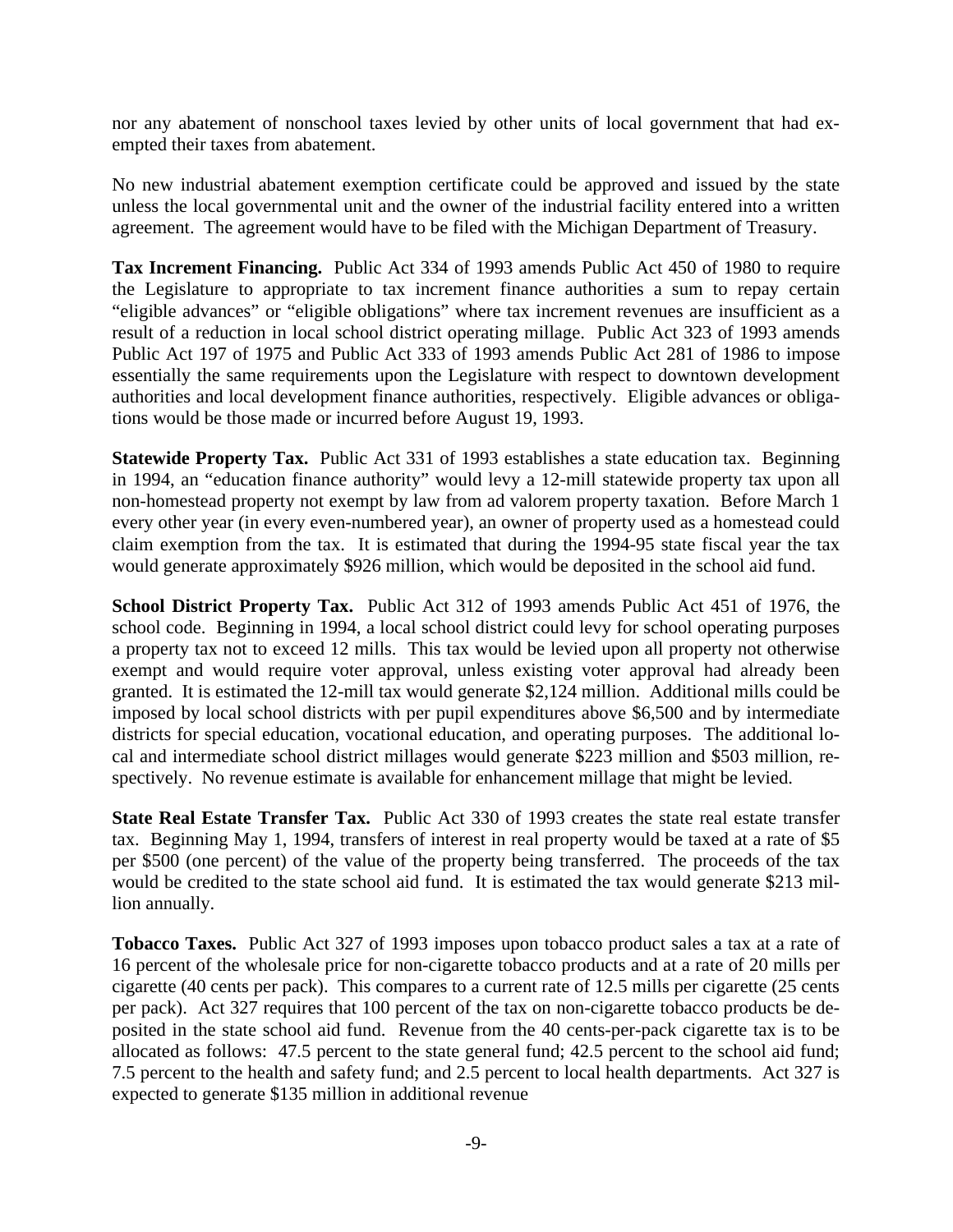nor any abatement of nonschool taxes levied by other units of local government that had exempted their taxes from abatement.

No new industrial abatement exemption certificate could be approved and issued by the state unless the local governmental unit and the owner of the industrial facility entered into a written agreement. The agreement would have to be filed with the Michigan Department of Treasury.

**Tax Increment Financing.** Public Act 334 of 1993 amends Public Act 450 of 1980 to require the Legislature to appropriate to tax increment finance authorities a sum to repay certain "eligible advances" or "eligible obligations" where tax increment revenues are insufficient as a result of a reduction in local school district operating millage. Public Act 323 of 1993 amends Public Act 197 of 1975 and Public Act 333 of 1993 amends Public Act 281 of 1986 to impose essentially the same requirements upon the Legislature with respect to downtown development authorities and local development finance authorities, respectively. Eligible advances or obligations would be those made or incurred before August 19, 1993.

**Statewide Property Tax.** Public Act 331 of 1993 establishes a state education tax. Beginning in 1994, an "education finance authority" would levy a 12-mill statewide property tax upon all non-homestead property not exempt by law from ad valorem property taxation. Before March 1 every other year (in every even-numbered year), an owner of property used as a homestead could claim exemption from the tax. It is estimated that during the 1994-95 state fiscal year the tax would generate approximately $926 million, which would be deposited in the school aid fund.

**School District Property Tax.** Public Act 312 of 1993 amends Public Act 451 of 1976, the school code. Beginning in 1994, a local school district could levy for school operating purposes a property tax not to exceed 12 mills. This tax would be levied upon all property not otherwise exempt and would require voter approval, unless existing voter approval had already been granted. It is estimated the 12-mill tax would generate $2,124 million. Additional mills could be imposed by local school districts with per pupil expenditures above $6,500 and by intermediate districts for special education, vocational education, and operating purposes. The additional local and intermediate school district millages would generate $223 million and $503 million, respectively. No revenue estimate is available for enhancement millage that might be levied.

**State Real Estate Transfer Tax.** Public Act 330 of 1993 creates the state real estate transfer tax. Beginning May 1, 1994, transfers of interest in real property would be taxed at a rate of $5 per $500 (one percent) of the value of the property being transferred. The proceeds of the tax would be credited to the state school aid fund. It is estimated the tax would generate $213 million annually.

**Tobacco Taxes.** Public Act 327 of 1993 imposes upon tobacco product sales a tax at a rate of 16 percent of the wholesale price for non-cigarette tobacco products and at a rate of 20 mills per cigarette (40 cents per pack). This compares to a current rate of 12.5 mills per cigarette (25 cents per pack). Act 327 requires that 100 percent of the tax on non-cigarette tobacco products be deposited in the state school aid fund. Revenue from the 40 cents-per-pack cigarette tax is to be allocated as follows: 47.5 percent to the state general fund; 42.5 percent to the school aid fund; 7.5 percent to the health and safety fund; and 2.5 percent to local health departments. Act 327 is expected to generate $135 million in additional revenue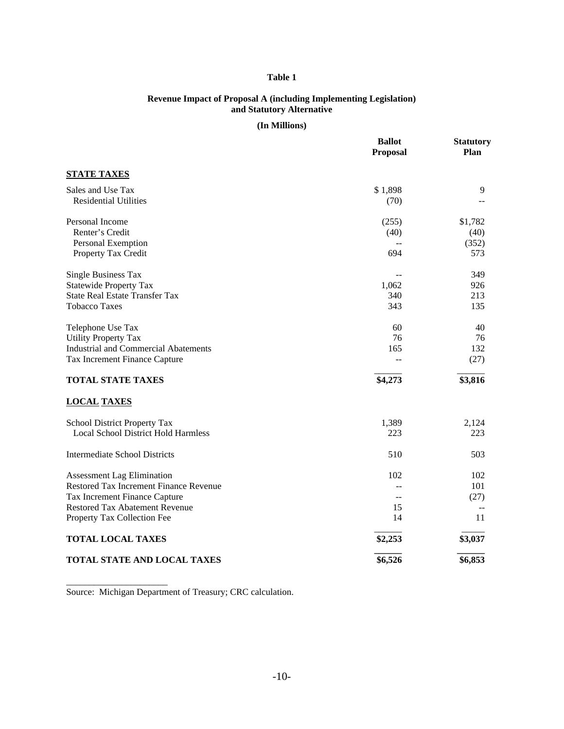**Table 1**

**Revenue Impact of Proposal A (including Implementing Legislation) and Statutory Alternative**

**(In Millions)**

| | Ballot Proposal | Statutory Plan |
|---|---|---|
| **STATE TAXES** | | |
| Sales and Use Tax | $ 1,898 | 9 |
| Residential Utilities | (70) | -- |
| Personal Income | (255) | $1,782 |
| Renter's Credit | (40) | (40) |
| Personal Exemption | -- | (352) |
| Property Tax Credit | 694 | 573 |
| Single Business Tax | -- | 349 |
| Statewide Property Tax | 1,062 | 926 |
| State Real Estate Transfer Tax | 340 | 213 |
| Tobacco Taxes | 343 | 135 |
| Telephone Use Tax | 60 | 40 |
| Utility Property Tax | 76 | 76 |
| Industrial and Commercial Abatements | 165 | 132 |
| Tax Increment Finance Capture | -- | (27) |
| **TOTAL STATE TAXES** | **$4,273** | **$3,816** |
| **LOCAL TAXES** | | |
| School District Property Tax | 1,389 | 2,124 |
| Local School District Hold Harmless | 223 | 223 |
| Intermediate School Districts | 510 | 503 |
| Assessment Lag Elimination | 102 | 102 |
| Restored Tax Increment Finance Revenue | -- | 101 |
| Tax Increment Finance Capture | -- | (27) |
| Restored Tax Abatement Revenue | 15 | -- |
| Property Tax Collection Fee | 14 | 11 |
| **TOTAL LOCAL TAXES** | **$2,253** | **$3,037** |
| **TOTAL STATE AND LOCAL TAXES** | **$6,526** | **$6,853** |

Source: Michigan Department of Treasury; CRC calculation.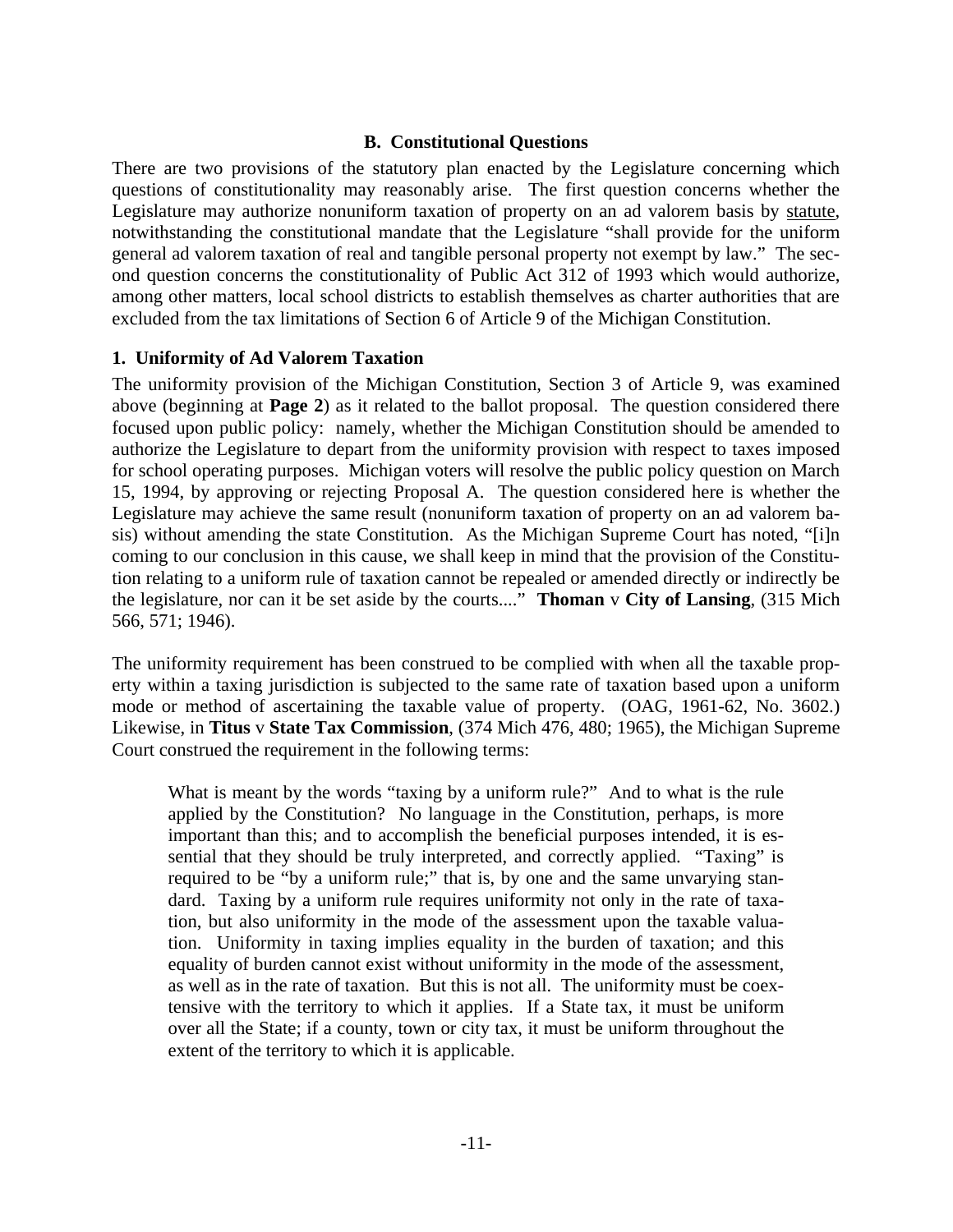### B. Constitutional Questions

There are two provisions of the statutory plan enacted by the Legislature concerning which questions of constitutionality may reasonably arise. The first question concerns whether the Legislature may authorize nonuniform taxation of property on an ad valorem basis by statute, notwithstanding the constitutional mandate that the Legislature "shall provide for the uniform general ad valorem taxation of real and tangible personal property not exempt by law." The second question concerns the constitutionality of Public Act 312 of 1993 which would authorize, among other matters, local school districts to establish themselves as charter authorities that are excluded from the tax limitations of Section 6 of Article 9 of the Michigan Constitution.

#### 1. Uniformity of Ad Valorem Taxation

The uniformity provision of the Michigan Constitution, Section 3 of Article 9, was examined above (beginning at **Page 2**) as it related to the ballot proposal. The question considered there focused upon public policy: namely, whether the Michigan Constitution should be amended to authorize the Legislature to depart from the uniformity provision with respect to taxes imposed for school operating purposes. Michigan voters will resolve the public policy question on March 15, 1994, by approving or rejecting Proposal A. The question considered here is whether the Legislature may achieve the same result (nonuniform taxation of property on an ad valorem basis) without amending the state Constitution. As the Michigan Supreme Court has noted, "[i]n coming to our conclusion in this cause, we shall keep in mind that the provision of the Constitution relating to a uniform rule of taxation cannot be repealed or amended directly or indirectly be the legislature, nor can it be set aside by the courts...." **Thoman** v **City of Lansing**, (315 Mich 566, 571; 1946).

The uniformity requirement has been construed to be complied with when all the taxable property within a taxing jurisdiction is subjected to the same rate of taxation based upon a uniform mode or method of ascertaining the taxable value of property. (OAG, 1961-62, No. 3602.) Likewise, in **Titus** v **State Tax Commission**, (374 Mich 476, 480; 1965), the Michigan Supreme Court construed the requirement in the following terms:

> What is meant by the words "taxing by a uniform rule?" And to what is the rule applied by the Constitution? No language in the Constitution, perhaps, is more important than this; and to accomplish the beneficial purposes intended, it is essential that they should be truly interpreted, and correctly applied. "Taxing" is required to be "by a uniform rule;" that is, by one and the same unvarying standard. Taxing by a uniform rule requires uniformity not only in the rate of taxation, but also uniformity in the mode of the assessment upon the taxable valuation. Uniformity in taxing implies equality in the burden of taxation; and this equality of burden cannot exist without uniformity in the mode of the assessment, as well as in the rate of taxation. But this is not all. The uniformity must be coextensive with the territory to which it applies. If a State tax, it must be uniform over all the State; if a county, town or city tax, it must be uniform throughout the extent of the territory to which it is applicable.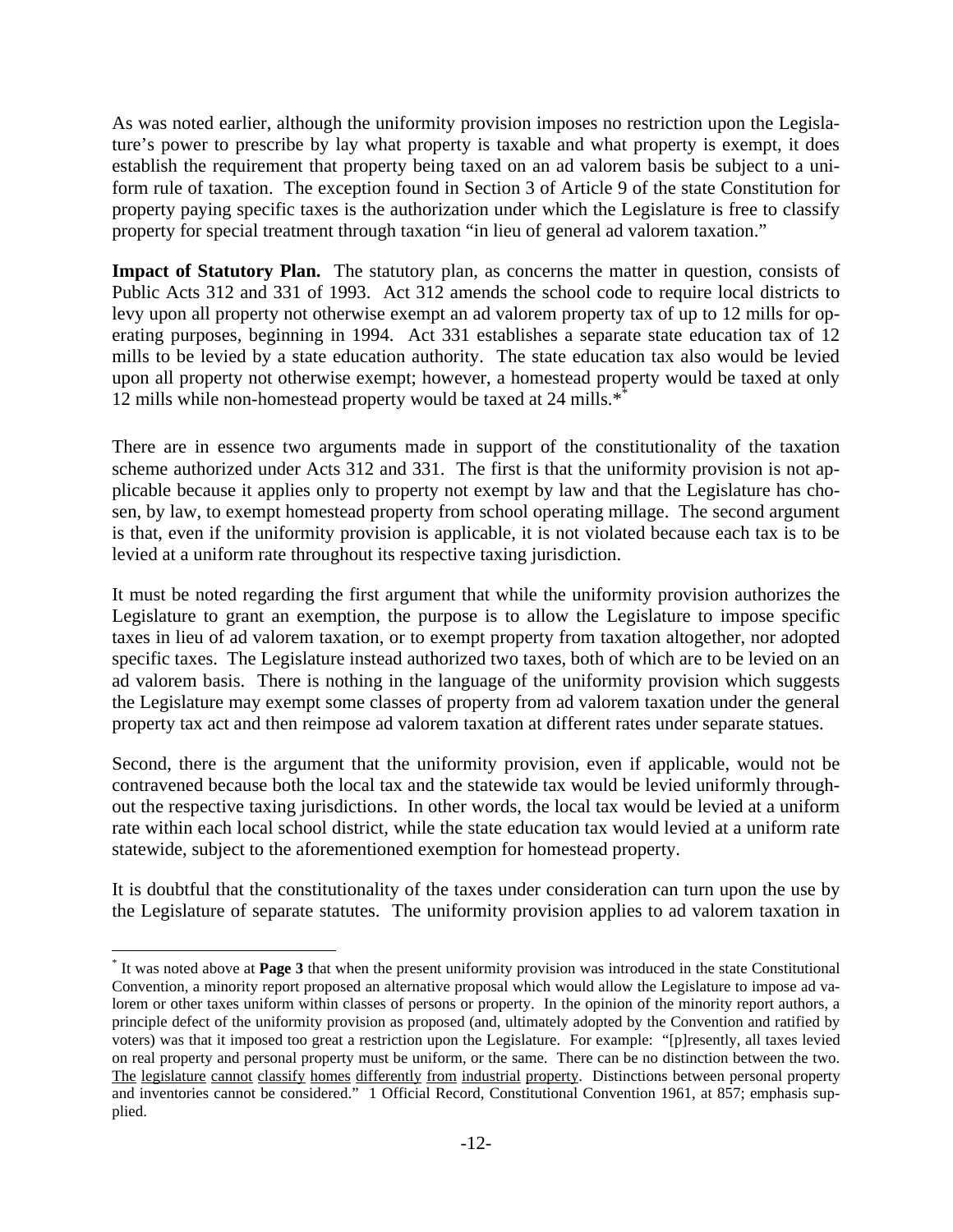As was noted earlier, although the uniformity provision imposes no restriction upon the Legislature's power to prescribe by lay what property is taxable and what property is exempt, it does establish the requirement that property being taxed on an ad valorem basis be subject to a uniform rule of taxation. The exception found in Section 3 of Article 9 of the state Constitution for property paying specific taxes is the authorization under which the Legislature is free to classify property for special treatment through taxation "in lieu of general ad valorem taxation."

**Impact of Statutory Plan.** The statutory plan, as concerns the matter in question, consists of Public Acts 312 and 331 of 1993. Act 312 amends the school code to require local districts to levy upon all property not otherwise exempt an ad valorem property tax of up to 12 mills for operating purposes, beginning in 1994. Act 331 establishes a separate state education tax of 12 mills to be levied by a state education authority. The state education tax also would be levied upon all property not otherwise exempt; however, a homestead property would be taxed at only 12 mills while non-homestead property would be taxed at 24 mills.*[*]

There are in essence two arguments made in support of the constitutionality of the taxation scheme authorized under Acts 312 and 331. The first is that the uniformity provision is not applicable because it applies only to property not exempt by law and that the Legislature has chosen, by law, to exempt homestead property from school operating millage. The second argument is that, even if the uniformity provision is applicable, it is not violated because each tax is to be levied at a uniform rate throughout its respective taxing jurisdiction.

It must be noted regarding the first argument that while the uniformity provision authorizes the Legislature to grant an exemption, the purpose is to allow the Legislature to impose specific taxes in lieu of ad valorem taxation, or to exempt property from taxation altogether, nor adopted specific taxes. The Legislature instead authorized two taxes, both of which are to be levied on an ad valorem basis. There is nothing in the language of the uniformity provision which suggests the Legislature may exempt some classes of property from ad valorem taxation under the general property tax act and then reimpose ad valorem taxation at different rates under separate statues.

Second, there is the argument that the uniformity provision, even if applicable, would not be contravened because both the local tax and the statewide tax would be levied uniformly throughout the respective taxing jurisdictions. In other words, the local tax would be levied at a uniform rate within each local school district, while the state education tax would levied at a uniform rate statewide, subject to the aforementioned exemption for homestead property.

It is doubtful that the constitutionality of the taxes under consideration can turn upon the use by the Legislature of separate statutes. The uniformity provision applies to ad valorem taxation in

---

[*] It was noted above at **Page 3** that when the present uniformity provision was introduced in the state Constitutional Convention, a minority report proposed an alternative proposal which would allow the Legislature to impose ad valorem or other taxes uniform within classes of persons or property. In the opinion of the minority report authors, a principle defect of the uniformity provision as proposed (and, ultimately adopted by the Convention and ratified by voters) was that it imposed too great a restriction upon the Legislature. For example: "[p]resently, all taxes levied on real property and personal property must be uniform, or the same. There can be no distinction between the two. <u>The legislature cannot classify homes differently from industrial property</u>. Distinctions between personal property and inventories cannot be considered." 1 Official Record, Constitutional Convention 1961, at 857; emphasis supplied.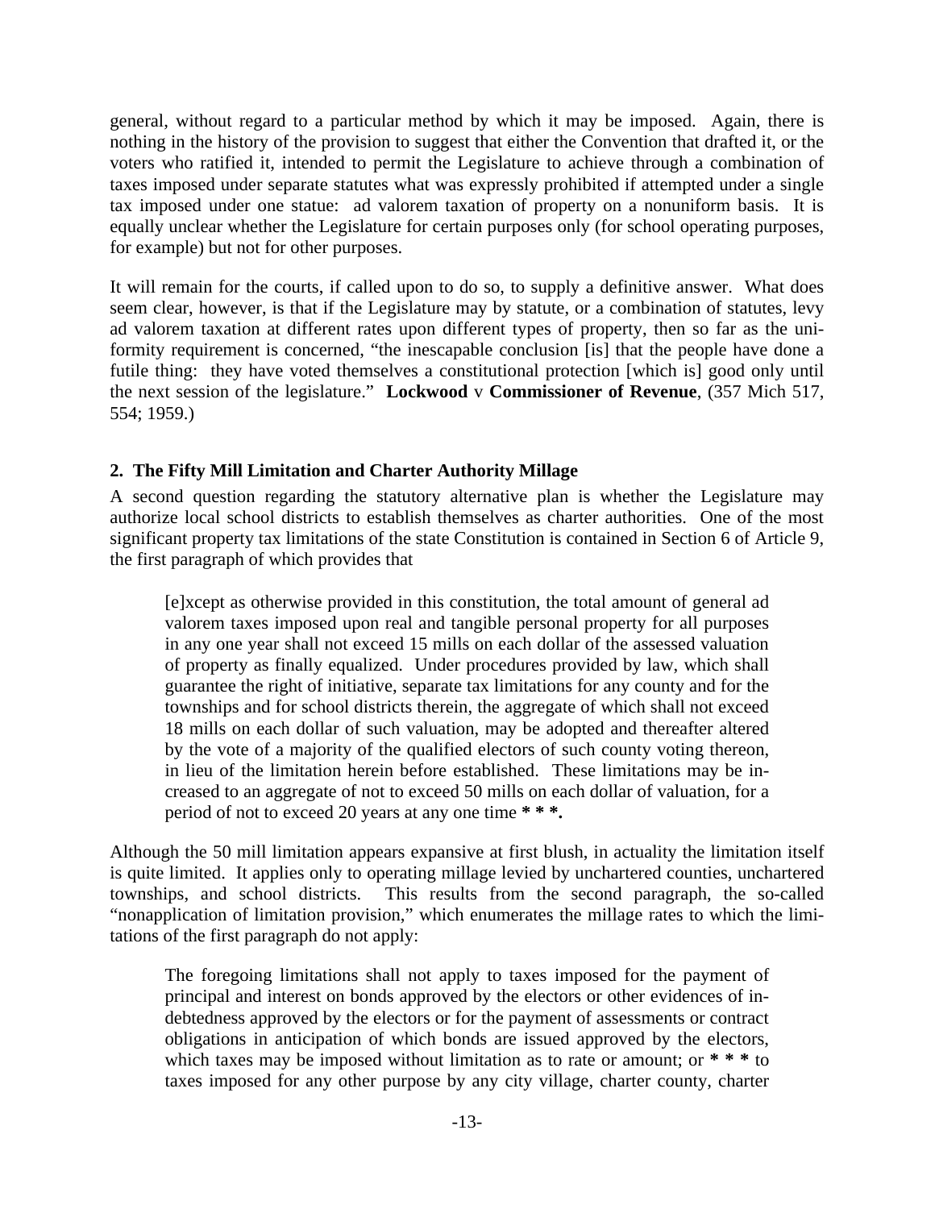general, without regard to a particular method by which it may be imposed. Again, there is nothing in the history of the provision to suggest that either the Convention that drafted it, or the voters who ratified it, intended to permit the Legislature to achieve through a combination of taxes imposed under separate statutes what was expressly prohibited if attempted under a single tax imposed under one statue: ad valorem taxation of property on a nonuniform basis. It is equally unclear whether the Legislature for certain purposes only (for school operating purposes, for example) but not for other purposes.

It will remain for the courts, if called upon to do so, to supply a definitive answer. What does seem clear, however, is that if the Legislature may by statute, or a combination of statutes, levy ad valorem taxation at different rates upon different types of property, then so far as the uniformity requirement is concerned, "the inescapable conclusion [is] that the people have done a futile thing: they have voted themselves a constitutional protection [which is] good only until the next session of the legislature." **Lockwood** v **Commissioner of Revenue**, (357 Mich 517, 554; 1959.)

### 2. The Fifty Mill Limitation and Charter Authority Millage

A second question regarding the statutory alternative plan is whether the Legislature may authorize local school districts to establish themselves as charter authorities. One of the most significant property tax limitations of the state Constitution is contained in Section 6 of Article 9, the first paragraph of which provides that

> [e]xcept as otherwise provided in this constitution, the total amount of general ad valorem taxes imposed upon real and tangible personal property for all purposes in any one year shall not exceed 15 mills on each dollar of the assessed valuation of property as finally equalized. Under procedures provided by law, which shall guarantee the right of initiative, separate tax limitations for any county and for the townships and for school districts therein, the aggregate of which shall not exceed 18 mills on each dollar of such valuation, may be adopted and thereafter altered by the vote of a majority of the qualified electors of such county voting thereon, in lieu of the limitation herein before established. These limitations may be increased to an aggregate of not to exceed 50 mills on each dollar of valuation, for a period of not to exceed 20 years at any one time **\* \* \*.**

Although the 50 mill limitation appears expansive at first blush, in actuality the limitation itself is quite limited. It applies only to operating millage levied by unchartered counties, unchartered townships, and school districts. This results from the second paragraph, the so-called "nonapplication of limitation provision," which enumerates the millage rates to which the limitations of the first paragraph do not apply:

> The foregoing limitations shall not apply to taxes imposed for the payment of principal and interest on bonds approved by the electors or other evidences of indebtedness approved by the electors or for the payment of assessments or contract obligations in anticipation of which bonds are issued approved by the electors, which taxes may be imposed without limitation as to rate or amount; or **\* \* \*** to taxes imposed for any other purpose by any city village, charter county, charter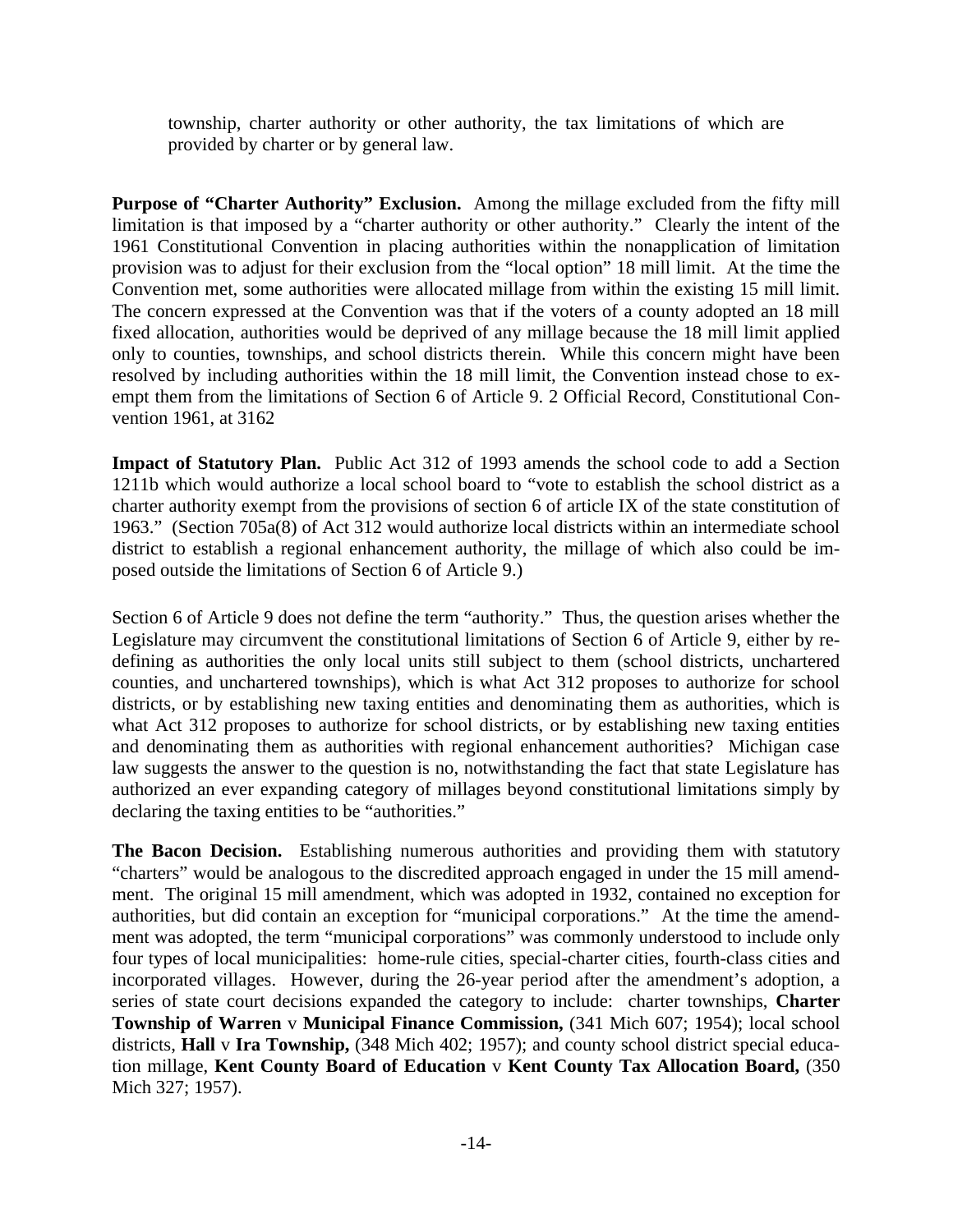township, charter authority or other authority, the tax limitations of which are provided by charter or by general law.

**Purpose of "Charter Authority" Exclusion.** Among the millage excluded from the fifty mill limitation is that imposed by a "charter authority or other authority." Clearly the intent of the 1961 Constitutional Convention in placing authorities within the nonapplication of limitation provision was to adjust for their exclusion from the "local option" 18 mill limit. At the time the Convention met, some authorities were allocated millage from within the existing 15 mill limit. The concern expressed at the Convention was that if the voters of a county adopted an 18 mill fixed allocation, authorities would be deprived of any millage because the 18 mill limit applied only to counties, townships, and school districts therein. While this concern might have been resolved by including authorities within the 18 mill limit, the Convention instead chose to exempt them from the limitations of Section 6 of Article 9. 2 Official Record, Constitutional Convention 1961, at 3162

**Impact of Statutory Plan.** Public Act 312 of 1993 amends the school code to add a Section 1211b which would authorize a local school board to "vote to establish the school district as a charter authority exempt from the provisions of section 6 of article IX of the state constitution of 1963." (Section 705a(8) of Act 312 would authorize local districts within an intermediate school district to establish a regional enhancement authority, the millage of which also could be imposed outside the limitations of Section 6 of Article 9.)

Section 6 of Article 9 does not define the term "authority." Thus, the question arises whether the Legislature may circumvent the constitutional limitations of Section 6 of Article 9, either by redefining as authorities the only local units still subject to them (school districts, unchartered counties, and unchartered townships), which is what Act 312 proposes to authorize for school districts, or by establishing new taxing entities and denominating them as authorities, which is what Act 312 proposes to authorize for school districts, or by establishing new taxing entities and denominating them as authorities with regional enhancement authorities? Michigan case law suggests the answer to the question is no, notwithstanding the fact that state Legislature has authorized an ever expanding category of millages beyond constitutional limitations simply by declaring the taxing entities to be "authorities."

**The Bacon Decision.** Establishing numerous authorities and providing them with statutory "charters" would be analogous to the discredited approach engaged in under the 15 mill amendment. The original 15 mill amendment, which was adopted in 1932, contained no exception for authorities, but did contain an exception for "municipal corporations." At the time the amendment was adopted, the term "municipal corporations" was commonly understood to include only four types of local municipalities: home-rule cities, special-charter cities, fourth-class cities and incorporated villages. However, during the 26-year period after the amendment's adoption, a series of state court decisions expanded the category to include: charter townships, **Charter Township of Warren** v **Municipal Finance Commission,** (341 Mich 607; 1954); local school districts, **Hall** v **Ira Township,** (348 Mich 402; 1957); and county school district special education millage, **Kent County Board of Education** v **Kent County Tax Allocation Board,** (350 Mich 327; 1957).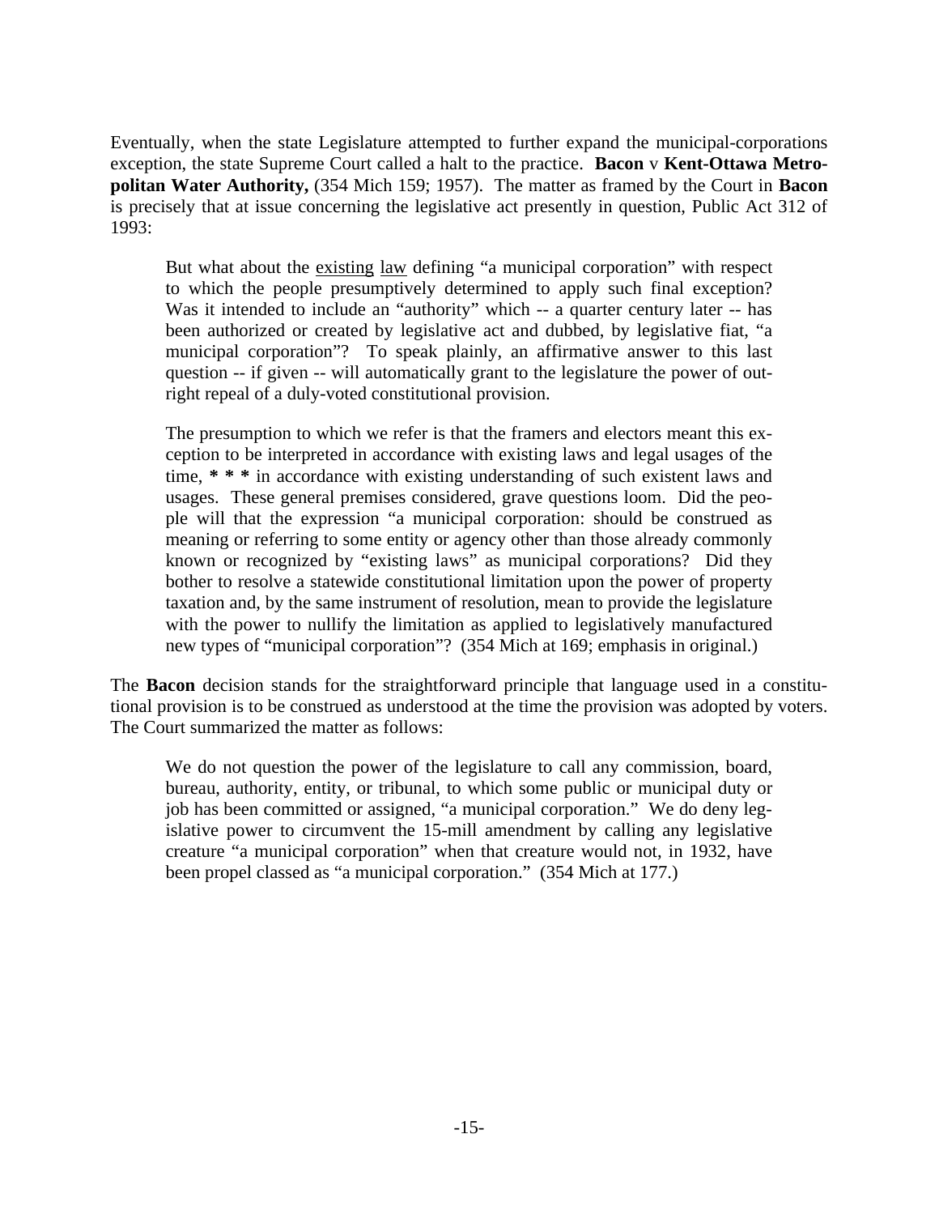Eventually, when the state Legislature attempted to further expand the municipal-corporations exception, the state Supreme Court called a halt to the practice. **Bacon** v **Kent-Ottawa Metropolitan Water Authority,** (354 Mich 159; 1957). The matter as framed by the Court in **Bacon** is precisely that at issue concerning the legislative act presently in question, Public Act 312 of 1993:

> But what about the <u>existing</u> <u>law</u> defining "a municipal corporation" with respect to which the people presumptively determined to apply such final exception? Was it intended to include an "authority" which -- a quarter century later -- has been authorized or created by legislative act and dubbed, by legislative fiat, "a municipal corporation"? To speak plainly, an affirmative answer to this last question -- if given -- will automatically grant to the legislature the power of outright repeal of a duly-voted constitutional provision.
>
> The presumption to which we refer is that the framers and electors meant this exception to be interpreted in accordance with existing laws and legal usages of the time, *** in accordance with existing understanding of such existent laws and usages. These general premises considered, grave questions loom. Did the people will that the expression "a municipal corporation: should be construed as meaning or referring to some entity or agency other than those already commonly known or recognized by "existing laws" as municipal corporations? Did they bother to resolve a statewide constitutional limitation upon the power of property taxation and, by the same instrument of resolution, mean to provide the legislature with the power to nullify the limitation as applied to legislatively manufactured new types of "municipal corporation"? (354 Mich at 169; emphasis in original.)

The **Bacon** decision stands for the straightforward principle that language used in a constitutional provision is to be construed as understood at the time the provision was adopted by voters. The Court summarized the matter as follows:

> We do not question the power of the legislature to call any commission, board, bureau, authority, entity, or tribunal, to which some public or municipal duty or job has been committed or assigned, "a municipal corporation." We do deny legislative power to circumvent the 15-mill amendment by calling any legislative creature "a municipal corporation" when that creature would not, in 1932, have been propel classed as "a municipal corporation." (354 Mich at 177.)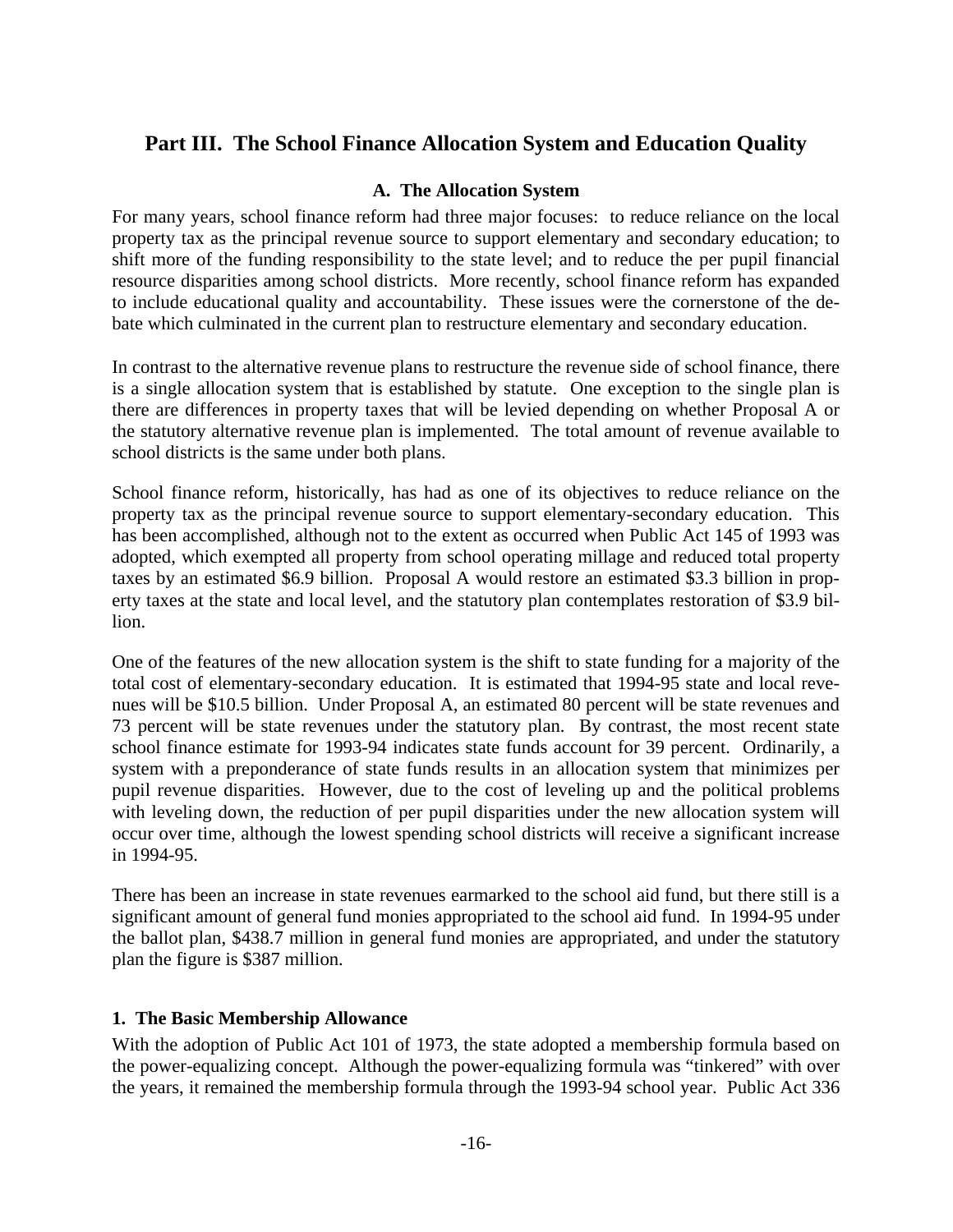## Part III. The School Finance Allocation System and Education Quality

### A. The Allocation System

For many years, school finance reform had three major focuses: to reduce reliance on the local property tax as the principal revenue source to support elementary and secondary education; to shift more of the funding responsibility to the state level; and to reduce the per pupil financial resource disparities among school districts. More recently, school finance reform has expanded to include educational quality and accountability. These issues were the cornerstone of the debate which culminated in the current plan to restructure elementary and secondary education.

In contrast to the alternative revenue plans to restructure the revenue side of school finance, there is a single allocation system that is established by statute. One exception to the single plan is there are differences in property taxes that will be levied depending on whether Proposal A or the statutory alternative revenue plan is implemented. The total amount of revenue available to school districts is the same under both plans.

School finance reform, historically, has had as one of its objectives to reduce reliance on the property tax as the principal revenue source to support elementary-secondary education. This has been accomplished, although not to the extent as occurred when Public Act 145 of 1993 was adopted, which exempted all property from school operating millage and reduced total property taxes by an estimated $6.9 billion. Proposal A would restore an estimated $3.3 billion in property taxes at the state and local level, and the statutory plan contemplates restoration of $3.9 billion.

One of the features of the new allocation system is the shift to state funding for a majority of the total cost of elementary-secondary education. It is estimated that 1994-95 state and local revenues will be $10.5 billion. Under Proposal A, an estimated 80 percent will be state revenues and 73 percent will be state revenues under the statutory plan. By contrast, the most recent state school finance estimate for 1993-94 indicates state funds account for 39 percent. Ordinarily, a system with a preponderance of state funds results in an allocation system that minimizes per pupil revenue disparities. However, due to the cost of leveling up and the political problems with leveling down, the reduction of per pupil disparities under the new allocation system will occur over time, although the lowest spending school districts will receive a significant increase in 1994-95.

There has been an increase in state revenues earmarked to the school aid fund, but there still is a significant amount of general fund monies appropriated to the school aid fund. In 1994-95 under the ballot plan, $438.7 million in general fund monies are appropriated, and under the statutory plan the figure is $387 million.

#### 1. The Basic Membership Allowance

With the adoption of Public Act 101 of 1973, the state adopted a membership formula based on the power-equalizing concept. Although the power-equalizing formula was "tinkered" with over the years, it remained the membership formula through the 1993-94 school year. Public Act 336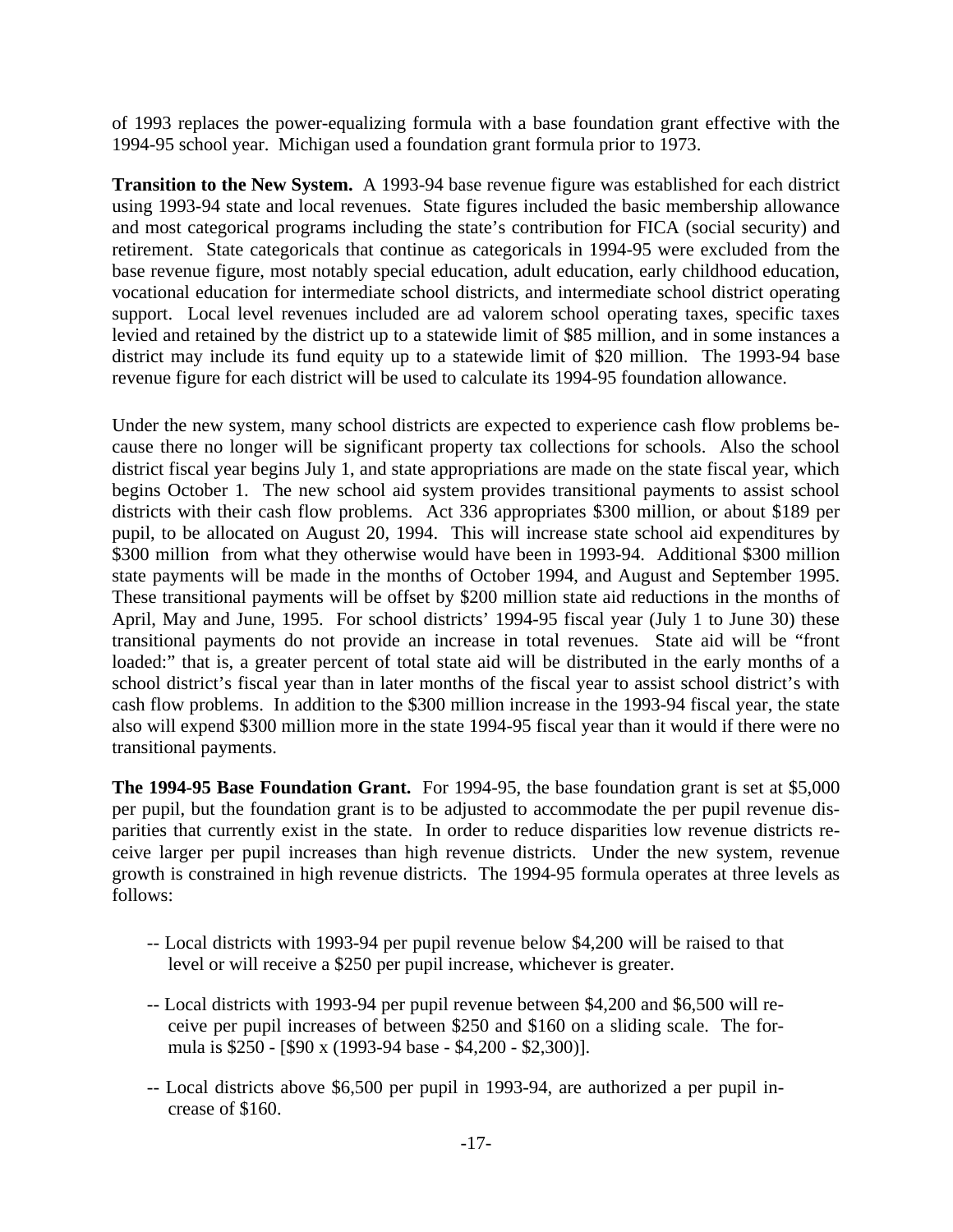of 1993 replaces the power-equalizing formula with a base foundation grant effective with the 1994-95 school year. Michigan used a foundation grant formula prior to 1973.

**Transition to the New System.** A 1993-94 base revenue figure was established for each district using 1993-94 state and local revenues. State figures included the basic membership allowance and most categorical programs including the state's contribution for FICA (social security) and retirement. State categoricals that continue as categoricals in 1994-95 were excluded from the base revenue figure, most notably special education, adult education, early childhood education, vocational education for intermediate school districts, and intermediate school district operating support. Local level revenues included are ad valorem school operating taxes, specific taxes levied and retained by the district up to a statewide limit of $85 million, and in some instances a district may include its fund equity up to a statewide limit of $20 million. The 1993-94 base revenue figure for each district will be used to calculate its 1994-95 foundation allowance.

Under the new system, many school districts are expected to experience cash flow problems because there no longer will be significant property tax collections for schools. Also the school district fiscal year begins July 1, and state appropriations are made on the state fiscal year, which begins October 1. The new school aid system provides transitional payments to assist school districts with their cash flow problems. Act 336 appropriates $300 million, or about $189 per pupil, to be allocated on August 20, 1994. This will increase state school aid expenditures by $300 million from what they otherwise would have been in 1993-94. Additional $300 million state payments will be made in the months of October 1994, and August and September 1995. These transitional payments will be offset by $200 million state aid reductions in the months of April, May and June, 1995. For school districts' 1994-95 fiscal year (July 1 to June 30) these transitional payments do not provide an increase in total revenues. State aid will be "front loaded:" that is, a greater percent of total state aid will be distributed in the early months of a school district's fiscal year than in later months of the fiscal year to assist school district's with cash flow problems. In addition to the $300 million increase in the 1993-94 fiscal year, the state also will expend $300 million more in the state 1994-95 fiscal year than it would if there were no transitional payments.

**The 1994-95 Base Foundation Grant.** For 1994-95, the base foundation grant is set at $5,000 per pupil, but the foundation grant is to be adjusted to accommodate the per pupil revenue disparities that currently exist in the state. In order to reduce disparities low revenue districts receive larger per pupil increases than high revenue districts. Under the new system, revenue growth is constrained in high revenue districts. The 1994-95 formula operates at three levels as follows:

- Local districts with 1993-94 per pupil revenue below $4,200 will be raised to that level or will receive a $250 per pupil increase, whichever is greater.
- Local districts with 1993-94 per pupil revenue between $4,200 and $6,500 will receive per pupil increases of between $250 and $160 on a sliding scale. The formula is $250 - [$90 x (1993-94 base - $4,200 - $2,300)].
- Local districts above $6,500 per pupil in 1993-94, are authorized a per pupil increase of $160.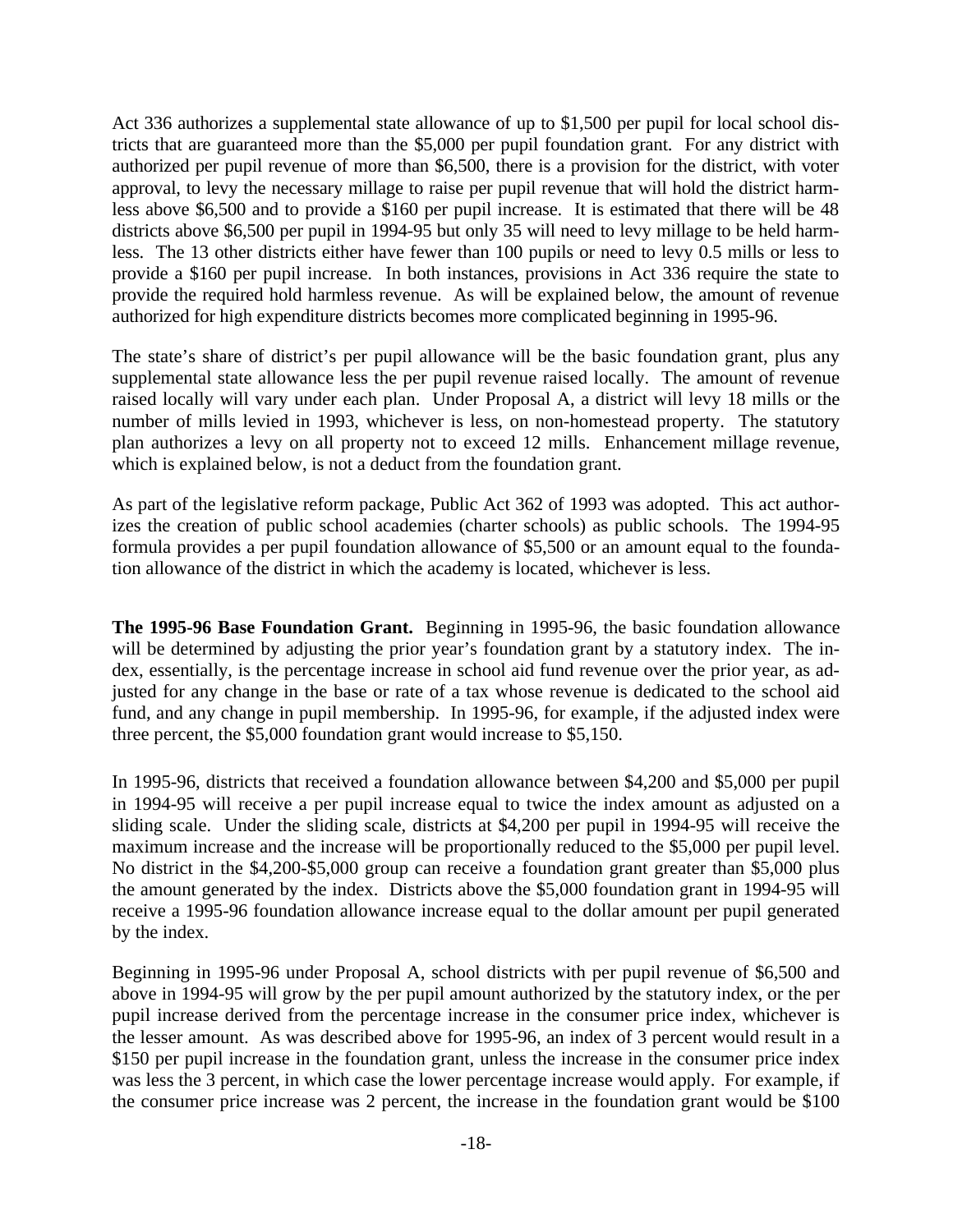Act 336 authorizes a supplemental state allowance of up to $1,500 per pupil for local school districts that are guaranteed more than the $5,000 per pupil foundation grant. For any district with authorized per pupil revenue of more than $6,500, there is a provision for the district, with voter approval, to levy the necessary millage to raise per pupil revenue that will hold the district harmless above $6,500 and to provide a $160 per pupil increase. It is estimated that there will be 48 districts above $6,500 per pupil in 1994-95 but only 35 will need to levy millage to be held harmless. The 13 other districts either have fewer than 100 pupils or need to levy 0.5 mills or less to provide a $160 per pupil increase. In both instances, provisions in Act 336 require the state to provide the required hold harmless revenue. As will be explained below, the amount of revenue authorized for high expenditure districts becomes more complicated beginning in 1995-96.

The state's share of district's per pupil allowance will be the basic foundation grant, plus any supplemental state allowance less the per pupil revenue raised locally. The amount of revenue raised locally will vary under each plan. Under Proposal A, a district will levy 18 mills or the number of mills levied in 1993, whichever is less, on non-homestead property. The statutory plan authorizes a levy on all property not to exceed 12 mills. Enhancement millage revenue, which is explained below, is not a deduct from the foundation grant.

As part of the legislative reform package, Public Act 362 of 1993 was adopted. This act authorizes the creation of public school academies (charter schools) as public schools. The 1994-95 formula provides a per pupil foundation allowance of $5,500 or an amount equal to the foundation allowance of the district in which the academy is located, whichever is less.

**The 1995-96 Base Foundation Grant.** Beginning in 1995-96, the basic foundation allowance will be determined by adjusting the prior year's foundation grant by a statutory index. The index, essentially, is the percentage increase in school aid fund revenue over the prior year, as adjusted for any change in the base or rate of a tax whose revenue is dedicated to the school aid fund, and any change in pupil membership. In 1995-96, for example, if the adjusted index were three percent, the $5,000 foundation grant would increase to $5,150.

In 1995-96, districts that received a foundation allowance between $4,200 and $5,000 per pupil in 1994-95 will receive a per pupil increase equal to twice the index amount as adjusted on a sliding scale. Under the sliding scale, districts at $4,200 per pupil in 1994-95 will receive the maximum increase and the increase will be proportionally reduced to the $5,000 per pupil level. No district in the $4,200-$5,000 group can receive a foundation grant greater than $5,000 plus the amount generated by the index. Districts above the $5,000 foundation grant in 1994-95 will receive a 1995-96 foundation allowance increase equal to the dollar amount per pupil generated by the index.

Beginning in 1995-96 under Proposal A, school districts with per pupil revenue of $6,500 and above in 1994-95 will grow by the per pupil amount authorized by the statutory index, or the per pupil increase derived from the percentage increase in the consumer price index, whichever is the lesser amount. As was described above for 1995-96, an index of 3 percent would result in a $150 per pupil increase in the foundation grant, unless the increase in the consumer price index was less the 3 percent, in which case the lower percentage increase would apply. For example, if the consumer price increase was 2 percent, the increase in the foundation grant would be $100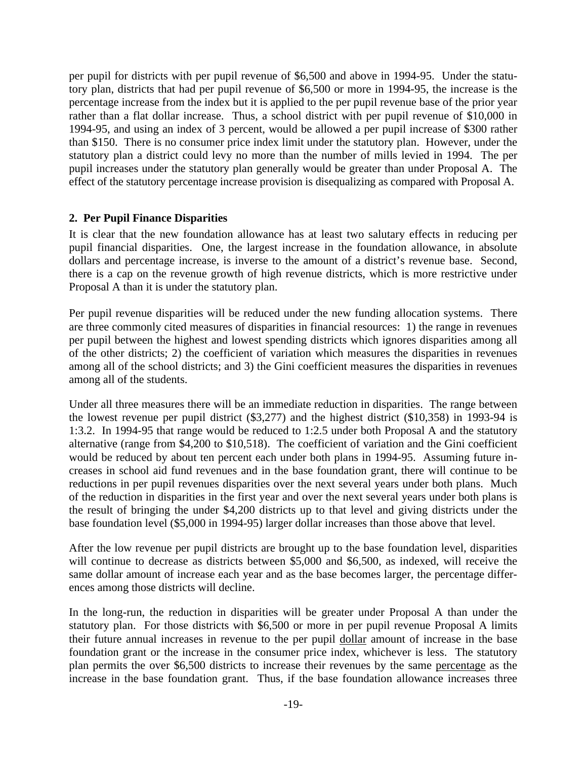per pupil for districts with per pupil revenue of $6,500 and above in 1994-95. Under the statutory plan, districts that had per pupil revenue of $6,500 or more in 1994-95, the increase is the percentage increase from the index but it is applied to the per pupil revenue base of the prior year rather than a flat dollar increase. Thus, a school district with per pupil revenue of $10,000 in 1994-95, and using an index of 3 percent, would be allowed a per pupil increase of $300 rather than $150. There is no consumer price index limit under the statutory plan. However, under the statutory plan a district could levy no more than the number of mills levied in 1994. The per pupil increases under the statutory plan generally would be greater than under Proposal A. The effect of the statutory percentage increase provision is disequalizing as compared with Proposal A.

## 2. Per Pupil Finance Disparities

It is clear that the new foundation allowance has at least two salutary effects in reducing per pupil financial disparities. One, the largest increase in the foundation allowance, in absolute dollars and percentage increase, is inverse to the amount of a district's revenue base. Second, there is a cap on the revenue growth of high revenue districts, which is more restrictive under Proposal A than it is under the statutory plan.

Per pupil revenue disparities will be reduced under the new funding allocation systems. There are three commonly cited measures of disparities in financial resources: 1) the range in revenues per pupil between the highest and lowest spending districts which ignores disparities among all of the other districts; 2) the coefficient of variation which measures the disparities in revenues among all of the school districts; and 3) the Gini coefficient measures the disparities in revenues among all of the students.

Under all three measures there will be an immediate reduction in disparities. The range between the lowest revenue per pupil district ($3,277) and the highest district ($10,358) in 1993-94 is 1:3.2. In 1994-95 that range would be reduced to 1:2.5 under both Proposal A and the statutory alternative (range from $4,200 to $10,518). The coefficient of variation and the Gini coefficient would be reduced by about ten percent each under both plans in 1994-95. Assuming future increases in school aid fund revenues and in the base foundation grant, there will continue to be reductions in per pupil revenues disparities over the next several years under both plans. Much of the reduction in disparities in the first year and over the next several years under both plans is the result of bringing the under $4,200 districts up to that level and giving districts under the base foundation level ($5,000 in 1994-95) larger dollar increases than those above that level.

After the low revenue per pupil districts are brought up to the base foundation level, disparities will continue to decrease as districts between $5,000 and $6,500, as indexed, will receive the same dollar amount of increase each year and as the base becomes larger, the percentage differences among those districts will decline.

In the long-run, the reduction in disparities will be greater under Proposal A than under the statutory plan. For those districts with $6,500 or more in per pupil revenue Proposal A limits their future annual increases in revenue to the per pupil dollar amount of increase in the base foundation grant or the increase in the consumer price index, whichever is less. The statutory plan permits the over $6,500 districts to increase their revenues by the same percentage as the increase in the base foundation grant. Thus, if the base foundation allowance increases three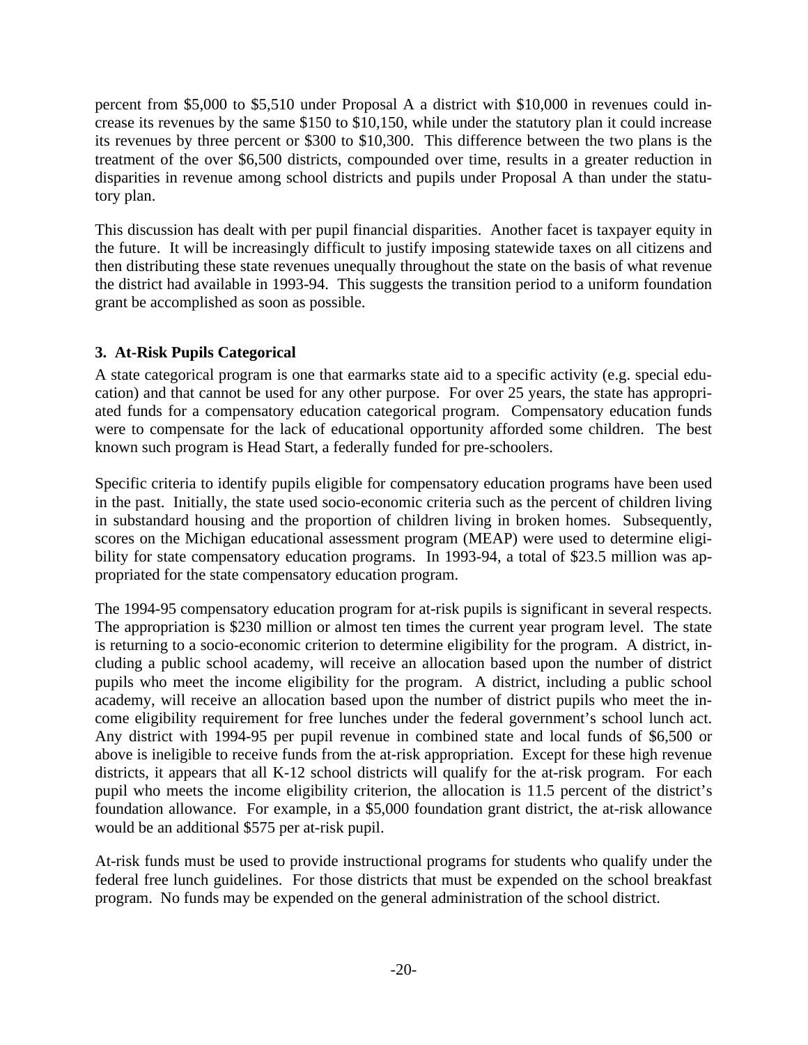percent from $5,000 to $5,510 under Proposal A a district with $10,000 in revenues could increase its revenues by the same $150 to $10,150, while under the statutory plan it could increase its revenues by three percent or $300 to $10,300. This difference between the two plans is the treatment of the over $6,500 districts, compounded over time, results in a greater reduction in disparities in revenue among school districts and pupils under Proposal A than under the statutory plan.

This discussion has dealt with per pupil financial disparities. Another facet is taxpayer equity in the future. It will be increasingly difficult to justify imposing statewide taxes on all citizens and then distributing these state revenues unequally throughout the state on the basis of what revenue the district had available in 1993-94. This suggests the transition period to a uniform foundation grant be accomplished as soon as possible.

### 3. At-Risk Pupils Categorical

A state categorical program is one that earmarks state aid to a specific activity (e.g. special education) and that cannot be used for any other purpose. For over 25 years, the state has appropriated funds for a compensatory education categorical program. Compensatory education funds were to compensate for the lack of educational opportunity afforded some children. The best known such program is Head Start, a federally funded for pre-schoolers.

Specific criteria to identify pupils eligible for compensatory education programs have been used in the past. Initially, the state used socio-economic criteria such as the percent of children living in substandard housing and the proportion of children living in broken homes. Subsequently, scores on the Michigan educational assessment program (MEAP) were used to determine eligibility for state compensatory education programs. In 1993-94, a total of $23.5 million was appropriated for the state compensatory education program.

The 1994-95 compensatory education program for at-risk pupils is significant in several respects. The appropriation is $230 million or almost ten times the current year program level. The state is returning to a socio-economic criterion to determine eligibility for the program. A district, including a public school academy, will receive an allocation based upon the number of district pupils who meet the income eligibility for the program. A district, including a public school academy, will receive an allocation based upon the number of district pupils who meet the income eligibility requirement for free lunches under the federal government's school lunch act. Any district with 1994-95 per pupil revenue in combined state and local funds of $6,500 or above is ineligible to receive funds from the at-risk appropriation. Except for these high revenue districts, it appears that all K-12 school districts will qualify for the at-risk program. For each pupil who meets the income eligibility criterion, the allocation is 11.5 percent of the district's foundation allowance. For example, in a $5,000 foundation grant district, the at-risk allowance would be an additional $575 per at-risk pupil.

At-risk funds must be used to provide instructional programs for students who qualify under the federal free lunch guidelines. For those districts that must be expended on the school breakfast program. No funds may be expended on the general administration of the school district.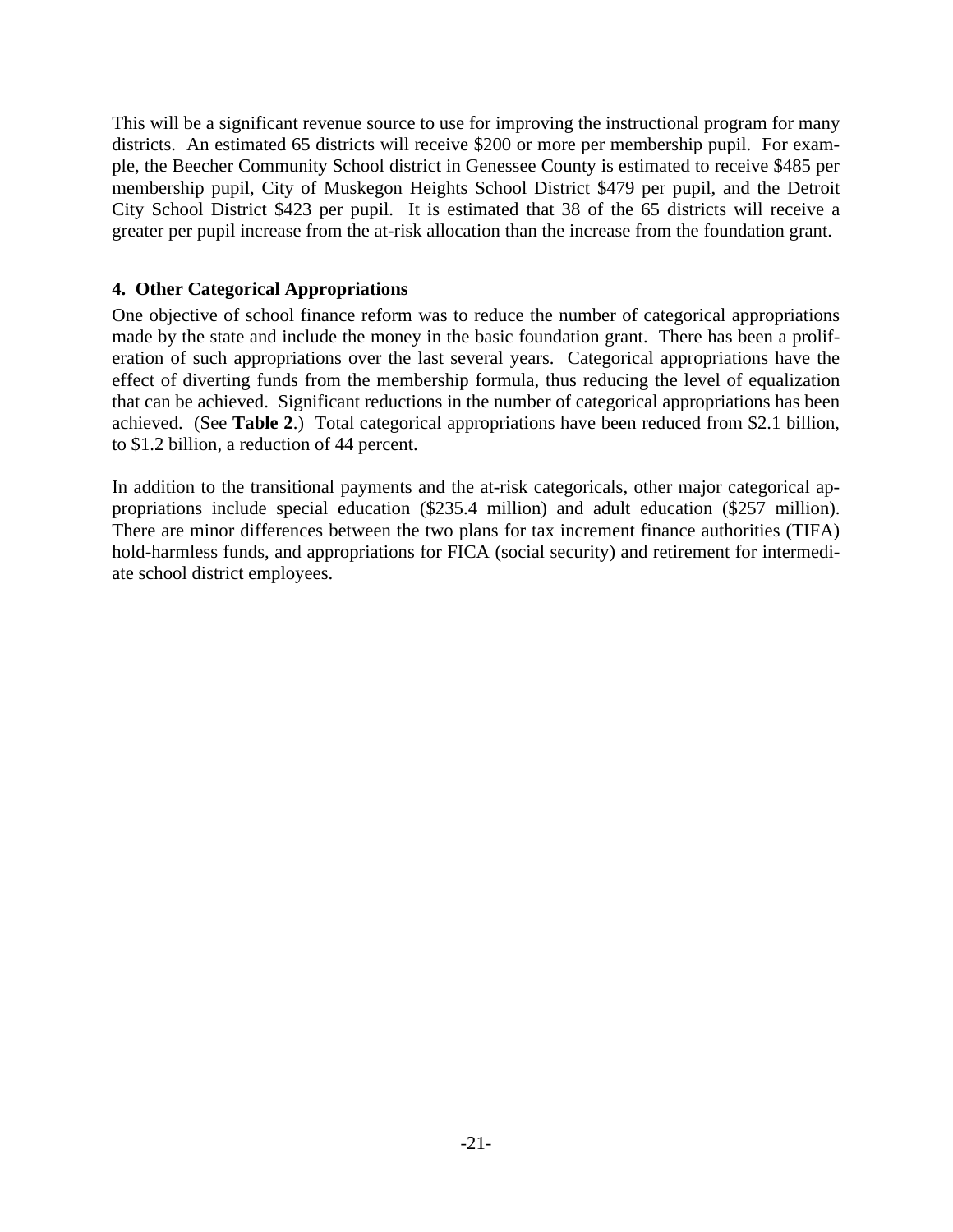This will be a significant revenue source to use for improving the instructional program for many districts. An estimated 65 districts will receive $200 or more per membership pupil. For example, the Beecher Community School district in Genessee County is estimated to receive $485 per membership pupil, City of Muskegon Heights School District $479 per pupil, and the Detroit City School District $423 per pupil. It is estimated that 38 of the 65 districts will receive a greater per pupil increase from the at-risk allocation than the increase from the foundation grant.

### 4. Other Categorical Appropriations

One objective of school finance reform was to reduce the number of categorical appropriations made by the state and include the money in the basic foundation grant. There has been a proliferation of such appropriations over the last several years. Categorical appropriations have the effect of diverting funds from the membership formula, thus reducing the level of equalization that can be achieved. Significant reductions in the number of categorical appropriations has been achieved. (See **Table 2**.) Total categorical appropriations have been reduced from $2.1 billion, to $1.2 billion, a reduction of 44 percent.

In addition to the transitional payments and the at-risk categoricals, other major categorical appropriations include special education ($235.4 million) and adult education ($257 million). There are minor differences between the two plans for tax increment finance authorities (TIFA) hold-harmless funds, and appropriations for FICA (social security) and retirement for intermediate school district employees.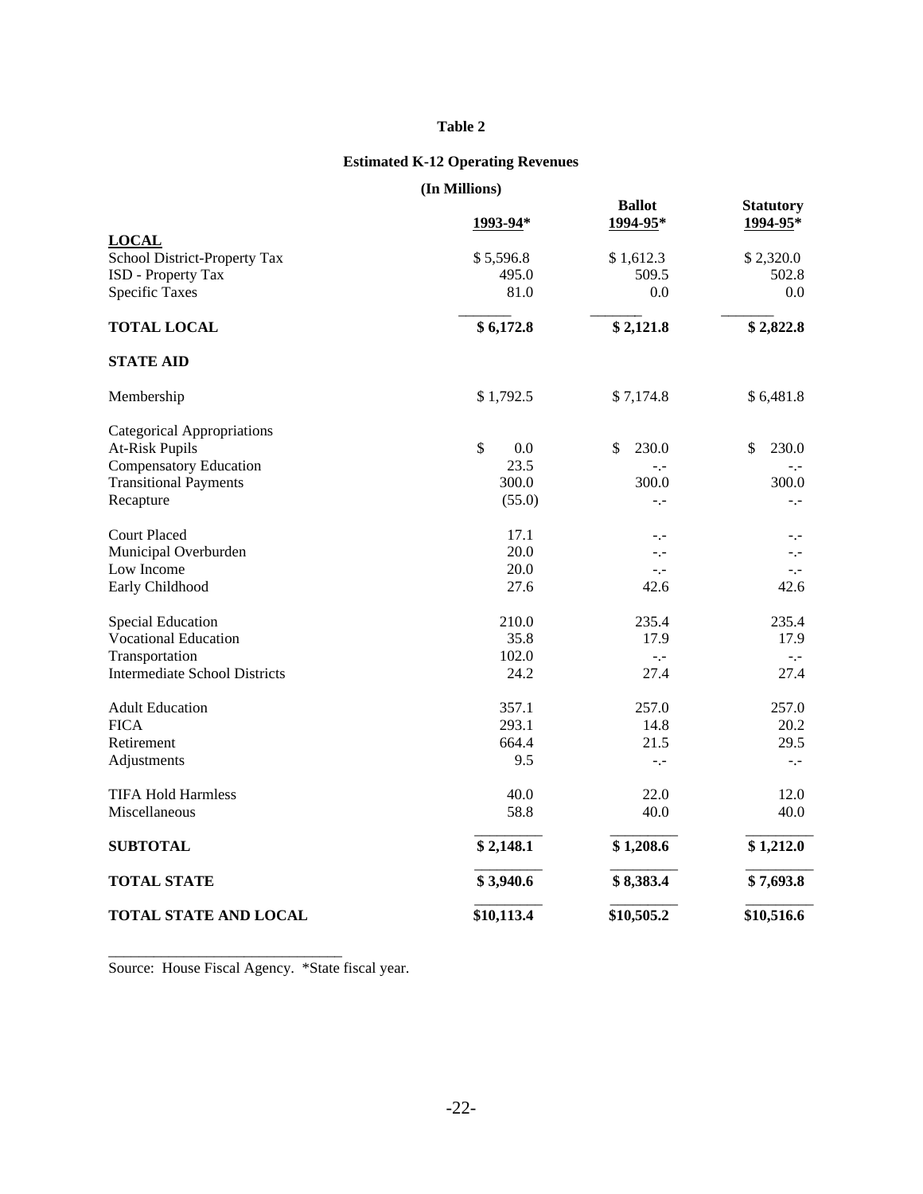**Table 2**

**Estimated K-12 Operating Revenues**

**(In Millions)**

| | 1993-94* | Ballot 1994-95* | Statutory 1994-95* |
|---|---|---|---|
| **LOCAL** | | | |
| School District-Property Tax | $ 5,596.8 | $ 1,612.3 | $ 2,320.0 |
| ISD - Property Tax | 495.0 | 509.5 | 502.8 |
| Specific Taxes | 81.0 | 0.0 | 0.0 |
| **TOTAL LOCAL** | **$ 6,172.8** | **$ 2,121.8** | **$ 2,822.8** |
| **STATE AID** | | | |
| Membership | $ 1,792.5 | $ 7,174.8 | $ 6,481.8 |
| Categorical Appropriations | | | |
| At-Risk Pupils | $ 0.0 | $ 230.0 | $ 230.0 |
| Compensatory Education | 23.5 | -.- | -.- |
| Transitional Payments | 300.0 | 300.0 | 300.0 |
| Recapture | (55.0) | -.- | -.- |
| Court Placed | 17.1 | -.- | -.- |
| Municipal Overburden | 20.0 | -.- | -.- |
| Low Income | 20.0 | -.- | -.- |
| Early Childhood | 27.6 | 42.6 | 42.6 |
| Special Education | 210.0 | 235.4 | 235.4 |
| Vocational Education | 35.8 | 17.9 | 17.9 |
| Transportation | 102.0 | -.- | -.- |
| Intermediate School Districts | 24.2 | 27.4 | 27.4 |
| Adult Education | 357.1 | 257.0 | 257.0 |
| FICA | 293.1 | 14.8 | 20.2 |
| Retirement | 664.4 | 21.5 | 29.5 |
| Adjustments | 9.5 | -.- | -.- |
| TIFA Hold Harmless | 40.0 | 22.0 | 12.0 |
| Miscellaneous | 58.8 | 40.0 | 40.0 |
| **SUBTOTAL** | **$ 2,148.1** | **$ 1,208.6** | **$ 1,212.0** |
| **TOTAL STATE** | **$ 3,940.6** | **$ 8,383.4** | **$ 7,693.8** |
| **TOTAL STATE AND LOCAL** | **$10,113.4** | **$10,505.2** | **$10,516.6** |

Source: House Fiscal Agency. *State fiscal year.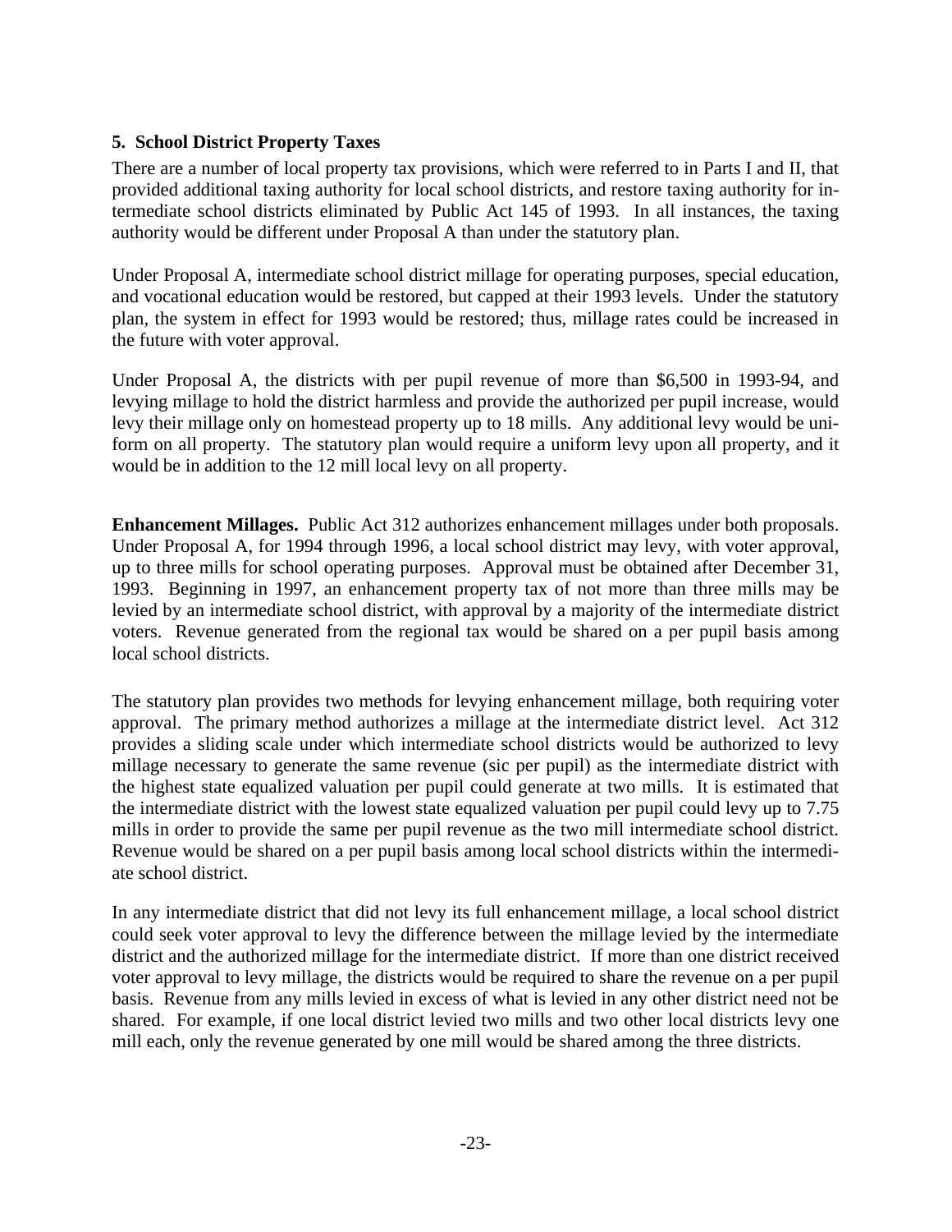## 5. School District Property Taxes

There are a number of local property tax provisions, which were referred to in Parts I and II, that provided additional taxing authority for local school districts, and restore taxing authority for intermediate school districts eliminated by Public Act 145 of 1993. In all instances, the taxing authority would be different under Proposal A than under the statutory plan.

Under Proposal A, intermediate school district millage for operating purposes, special education, and vocational education would be restored, but capped at their 1993 levels. Under the statutory plan, the system in effect for 1993 would be restored; thus, millage rates could be increased in the future with voter approval.

Under Proposal A, the districts with per pupil revenue of more than $6,500 in 1993-94, and levying millage to hold the district harmless and provide the authorized per pupil increase, would levy their millage only on homestead property up to 18 mills. Any additional levy would be uniform on all property. The statutory plan would require a uniform levy upon all property, and it would be in addition to the 12 mill local levy on all property.

**Enhancement Millages.** Public Act 312 authorizes enhancement millages under both proposals. Under Proposal A, for 1994 through 1996, a local school district may levy, with voter approval, up to three mills for school operating purposes. Approval must be obtained after December 31, 1993. Beginning in 1997, an enhancement property tax of not more than three mills may be levied by an intermediate school district, with approval by a majority of the intermediate district voters. Revenue generated from the regional tax would be shared on a per pupil basis among local school districts.

The statutory plan provides two methods for levying enhancement millage, both requiring voter approval. The primary method authorizes a millage at the intermediate district level. Act 312 provides a sliding scale under which intermediate school districts would be authorized to levy millage necessary to generate the same revenue (sic per pupil) as the intermediate district with the highest state equalized valuation per pupil could generate at two mills. It is estimated that the intermediate district with the lowest state equalized valuation per pupil could levy up to 7.75 mills in order to provide the same per pupil revenue as the two mill intermediate school district. Revenue would be shared on a per pupil basis among local school districts within the intermediate school district.

In any intermediate district that did not levy its full enhancement millage, a local school district could seek voter approval to levy the difference between the millage levied by the intermediate district and the authorized millage for the intermediate district. If more than one district received voter approval to levy millage, the districts would be required to share the revenue on a per pupil basis. Revenue from any mills levied in excess of what is levied in any other district need not be shared. For example, if one local district levied two mills and two other local districts levy one mill each, only the revenue generated by one mill would be shared among the three districts.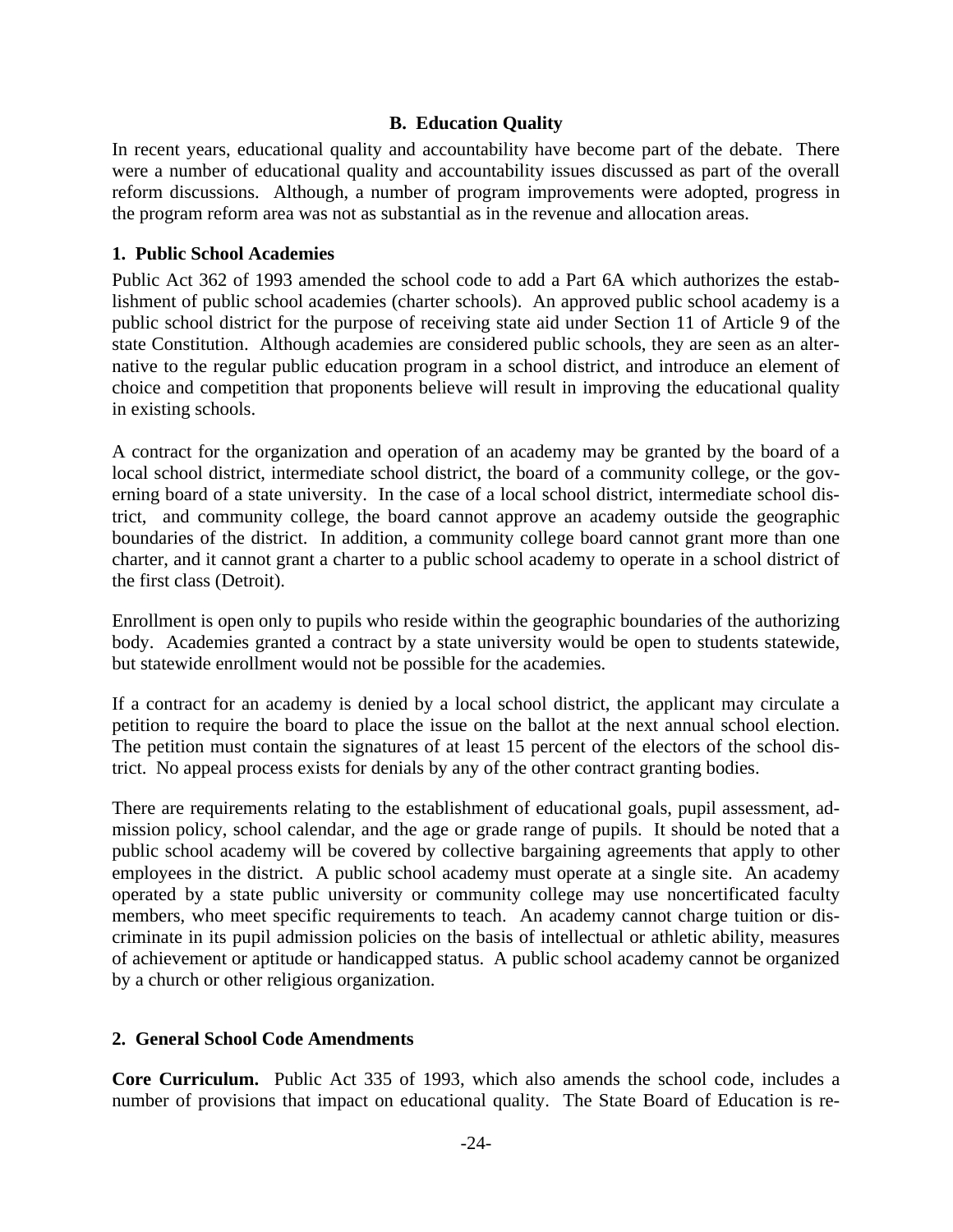## B. Education Quality

In recent years, educational quality and accountability have become part of the debate. There were a number of educational quality and accountability issues discussed as part of the overall reform discussions. Although, a number of program improvements were adopted, progress in the program reform area was not as substantial as in the revenue and allocation areas.

### 1. Public School Academies

Public Act 362 of 1993 amended the school code to add a Part 6A which authorizes the establishment of public school academies (charter schools). An approved public school academy is a public school district for the purpose of receiving state aid under Section 11 of Article 9 of the state Constitution. Although academies are considered public schools, they are seen as an alternative to the regular public education program in a school district, and introduce an element of choice and competition that proponents believe will result in improving the educational quality in existing schools.

A contract for the organization and operation of an academy may be granted by the board of a local school district, intermediate school district, the board of a community college, or the governing board of a state university. In the case of a local school district, intermediate school district, and community college, the board cannot approve an academy outside the geographic boundaries of the district. In addition, a community college board cannot grant more than one charter, and it cannot grant a charter to a public school academy to operate in a school district of the first class (Detroit).

Enrollment is open only to pupils who reside within the geographic boundaries of the authorizing body. Academies granted a contract by a state university would be open to students statewide, but statewide enrollment would not be possible for the academies.

If a contract for an academy is denied by a local school district, the applicant may circulate a petition to require the board to place the issue on the ballot at the next annual school election. The petition must contain the signatures of at least 15 percent of the electors of the school district. No appeal process exists for denials by any of the other contract granting bodies.

There are requirements relating to the establishment of educational goals, pupil assessment, admission policy, school calendar, and the age or grade range of pupils. It should be noted that a public school academy will be covered by collective bargaining agreements that apply to other employees in the district. A public school academy must operate at a single site. An academy operated by a state public university or community college may use noncertificated faculty members, who meet specific requirements to teach. An academy cannot charge tuition or discriminate in its pupil admission policies on the basis of intellectual or athletic ability, measures of achievement or aptitude or handicapped status. A public school academy cannot be organized by a church or other religious organization.

### 2. General School Code Amendments

**Core Curriculum.** Public Act 335 of 1993, which also amends the school code, includes a number of provisions that impact on educational quality. The State Board of Education is re-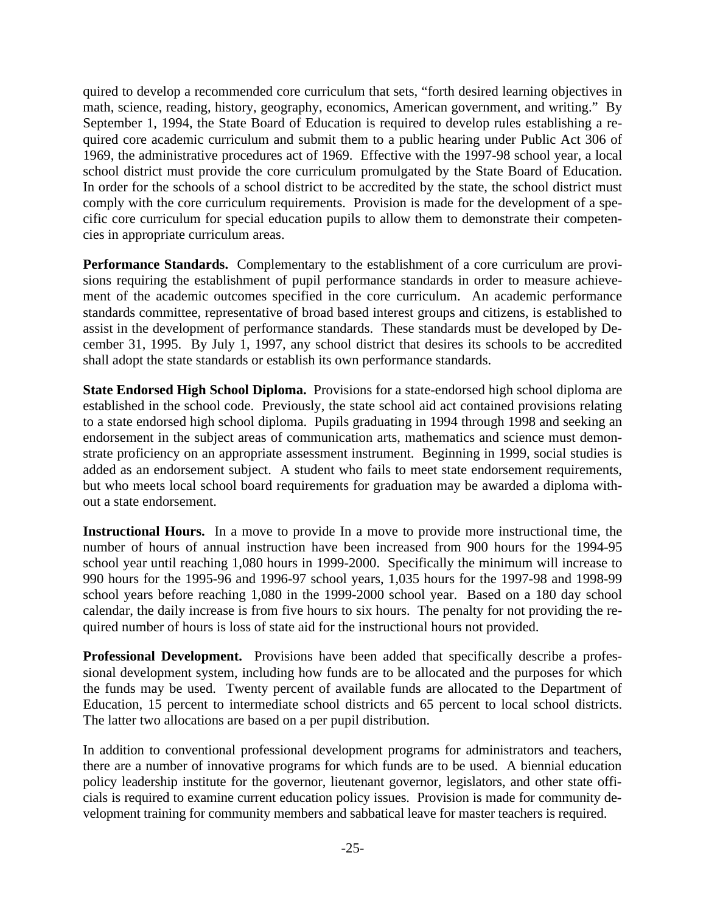quired to develop a recommended core curriculum that sets, "forth desired learning objectives in math, science, reading, history, geography, economics, American government, and writing." By September 1, 1994, the State Board of Education is required to develop rules establishing a required core academic curriculum and submit them to a public hearing under Public Act 306 of 1969, the administrative procedures act of 1969. Effective with the 1997-98 school year, a local school district must provide the core curriculum promulgated by the State Board of Education. In order for the schools of a school district to be accredited by the state, the school district must comply with the core curriculum requirements. Provision is made for the development of a specific core curriculum for special education pupils to allow them to demonstrate their competencies in appropriate curriculum areas.

**Performance Standards.** Complementary to the establishment of a core curriculum are provisions requiring the establishment of pupil performance standards in order to measure achievement of the academic outcomes specified in the core curriculum. An academic performance standards committee, representative of broad based interest groups and citizens, is established to assist in the development of performance standards. These standards must be developed by December 31, 1995. By July 1, 1997, any school district that desires its schools to be accredited shall adopt the state standards or establish its own performance standards.

**State Endorsed High School Diploma.** Provisions for a state-endorsed high school diploma are established in the school code. Previously, the state school aid act contained provisions relating to a state endorsed high school diploma. Pupils graduating in 1994 through 1998 and seeking an endorsement in the subject areas of communication arts, mathematics and science must demonstrate proficiency on an appropriate assessment instrument. Beginning in 1999, social studies is added as an endorsement subject. A student who fails to meet state endorsement requirements, but who meets local school board requirements for graduation may be awarded a diploma without a state endorsement.

**Instructional Hours.** In a move to provide In a move to provide more instructional time, the number of hours of annual instruction have been increased from 900 hours for the 1994-95 school year until reaching 1,080 hours in 1999-2000. Specifically the minimum will increase to 990 hours for the 1995-96 and 1996-97 school years, 1,035 hours for the 1997-98 and 1998-99 school years before reaching 1,080 in the 1999-2000 school year. Based on a 180 day school calendar, the daily increase is from five hours to six hours. The penalty for not providing the required number of hours is loss of state aid for the instructional hours not provided.

**Professional Development.** Provisions have been added that specifically describe a professional development system, including how funds are to be allocated and the purposes for which the funds may be used. Twenty percent of available funds are allocated to the Department of Education, 15 percent to intermediate school districts and 65 percent to local school districts. The latter two allocations are based on a per pupil distribution.

In addition to conventional professional development programs for administrators and teachers, there are a number of innovative programs for which funds are to be used. A biennial education policy leadership institute for the governor, lieutenant governor, legislators, and other state officials is required to examine current education policy issues. Provision is made for community development training for community members and sabbatical leave for master teachers is required.